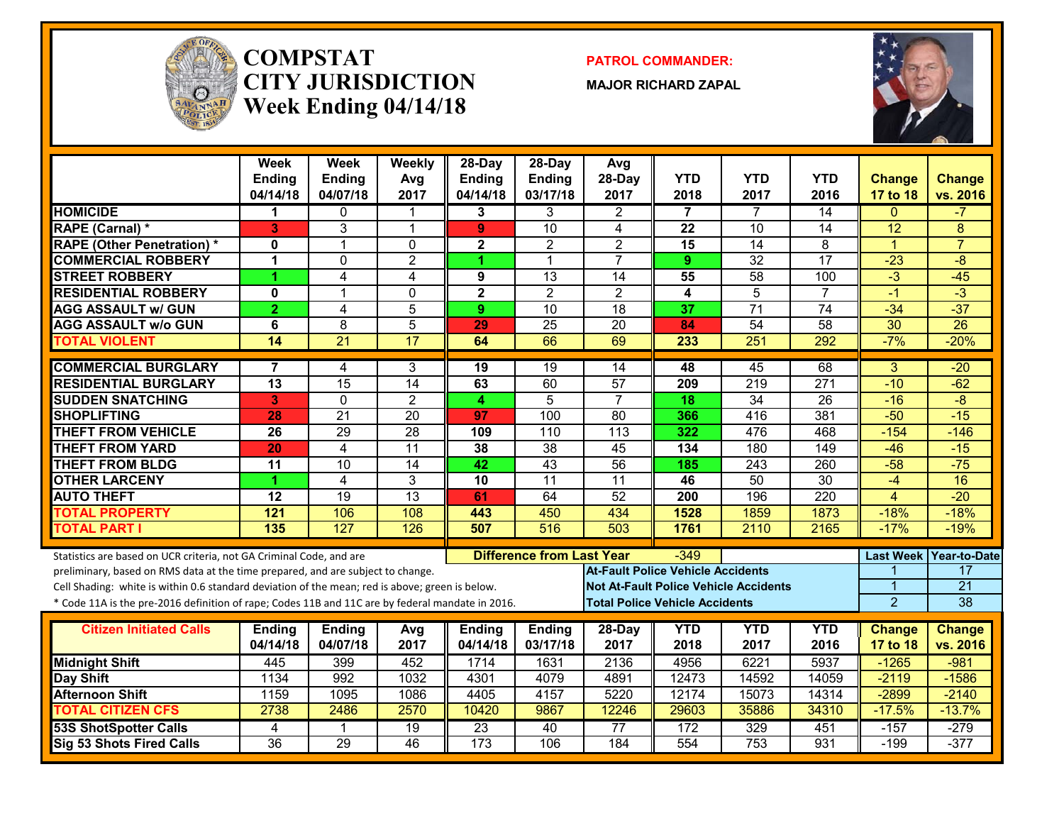# COMPSTAT CITY JURISDICTION Week Ending 04/14/18

**PATROL COMMANDER:**

**MAJOR RICHARD ZAPAL**

| | Week Ending 04/14/18 | Week Ending 04/07/18 | Weekly Avg 2017 | 28-Day Ending 04/14/18 | 28-Day Ending 03/17/18 | Avg 28-Day 2017 | YTD 2018 | YTD 2017 | YTD 2016 | Change 17 to 18 | Change vs. 2016 |
|---|---|---|---|---|---|---|---|---|---|---|---|
| HOMICIDE | 1 | 0 | 1 | 3 | 3 | 2 | 7 | 7 | 14 | 0 | -7 |
| RAPE (Carnal) * | 3 | 3 | 1 | 9 | 10 | 4 | 22 | 10 | 14 | 12 | 8 |
| RAPE (Other Penetration) * | 0 | 1 | 0 | 2 | 2 | 2 | 15 | 14 | 8 | 1 | 7 |
| COMMERCIAL ROBBERY | 1 | 0 | 2 | 1 | 1 | 7 | 9 | 32 | 17 | -23 | -8 |
| STREET ROBBERY | 1 | 4 | 4 | 9 | 13 | 14 | 55 | 58 | 100 | -3 | -45 |
| RESIDENTIAL ROBBERY | 0 | 1 | 0 | 2 | 2 | 2 | 4 | 5 | 7 | -1 | -3 |
| AGG ASSAULT w/ GUN | 2 | 4 | 5 | 9 | 10 | 18 | 37 | 71 | 74 | -34 | -37 |
| AGG ASSAULT w/o GUN | 6 | 8 | 5 | 29 | 25 | 20 | 84 | 54 | 58 | 30 | 26 |
| TOTAL VIOLENT | 14 | 21 | 17 | 64 | 66 | 69 | 233 | 251 | 292 | -7% | -20% |
| COMMERCIAL BURGLARY | 7 | 4 | 3 | 19 | 19 | 14 | 48 | 45 | 68 | 3 | -20 |
| RESIDENTIAL BURGLARY | 13 | 15 | 14 | 63 | 60 | 57 | 209 | 219 | 271 | -10 | -62 |
| SUDDEN SNATCHING | 3 | 0 | 2 | 4 | 5 | 7 | 18 | 34 | 26 | -16 | -8 |
| SHOPLIFTING | 28 | 21 | 20 | 97 | 100 | 80 | 366 | 416 | 381 | -50 | -15 |
| THEFT FROM VEHICLE | 26 | 29 | 28 | 109 | 110 | 113 | 322 | 476 | 468 | -154 | -146 |
| THEFT FROM YARD | 20 | 4 | 11 | 38 | 38 | 45 | 134 | 180 | 149 | -46 | -15 |
| THEFT FROM BLDG | 11 | 10 | 14 | 42 | 43 | 56 | 185 | 243 | 260 | -58 | -75 |
| OTHER LARCENY | 1 | 4 | 3 | 10 | 11 | 11 | 46 | 50 | 30 | -4 | 16 |
| AUTO THEFT | 12 | 19 | 13 | 61 | 64 | 52 | 200 | 196 | 220 | 4 | -20 |
| TOTAL PROPERTY | 121 | 106 | 108 | 443 | 450 | 434 | 1528 | 1859 | 1873 | -18% | -18% |
| TOTAL PART I | 135 | 127 | 126 | 507 | 516 | 503 | 1761 | 2110 | 2165 | -17% | -19% |

**Difference from Last Year:** -349

Statistics are based on UCR criteria, not GA Criminal Code, and are preliminary, based on RMS data at the time prepared, and are subject to change.

Cell Shading: white is within 0.6 standard deviation of the mean; red is above; green is below.

* Code 11A is the pre-2016 definition of rape; Codes 11B and 11C are by federal mandate in 2016.

| | Last Week | Year-to-Date |
|---|---|---|
| At-Fault Police Vehicle Accidents | 1 | 17 |
| Not At-Fault Police Vehicle Accidents | 1 | 21 |
| Total Police Vehicle Accidents | 2 | 38 |

| Citizen Initiated Calls | Ending 04/14/18 | Ending 04/07/18 | Avg 2017 | Ending 04/14/18 | Ending 03/17/18 | 28-Day 2017 | YTD 2018 | YTD 2017 | YTD 2016 | Change 17 to 18 | Change vs. 2016 |
|---|---|---|---|---|---|---|---|---|---|---|---|
| Midnight Shift | 445 | 399 | 452 | 1714 | 1631 | 2136 | 4956 | 6221 | 5937 | -1265 | -981 |
| Day Shift | 1134 | 992 | 1032 | 4301 | 4079 | 4891 | 12473 | 14592 | 14059 | -2119 | -1586 |
| Afternoon Shift | 1159 | 1095 | 1086 | 4405 | 4157 | 5220 | 12174 | 15073 | 14314 | -2899 | -2140 |
| TOTAL CITIZEN CFS | 2738 | 2486 | 2570 | 10420 | 9867 | 12246 | 29603 | 35886 | 34310 | -17.5% | -13.7% |
| 53S ShotSpotter Calls | 4 | 1 | 19 | 23 | 40 | 77 | 172 | 329 | 451 | -157 | -279 |
| Sig 53 Shots Fired Calls | 36 | 29 | 46 | 173 | 106 | 184 | 554 | 753 | 931 | -199 | -377 |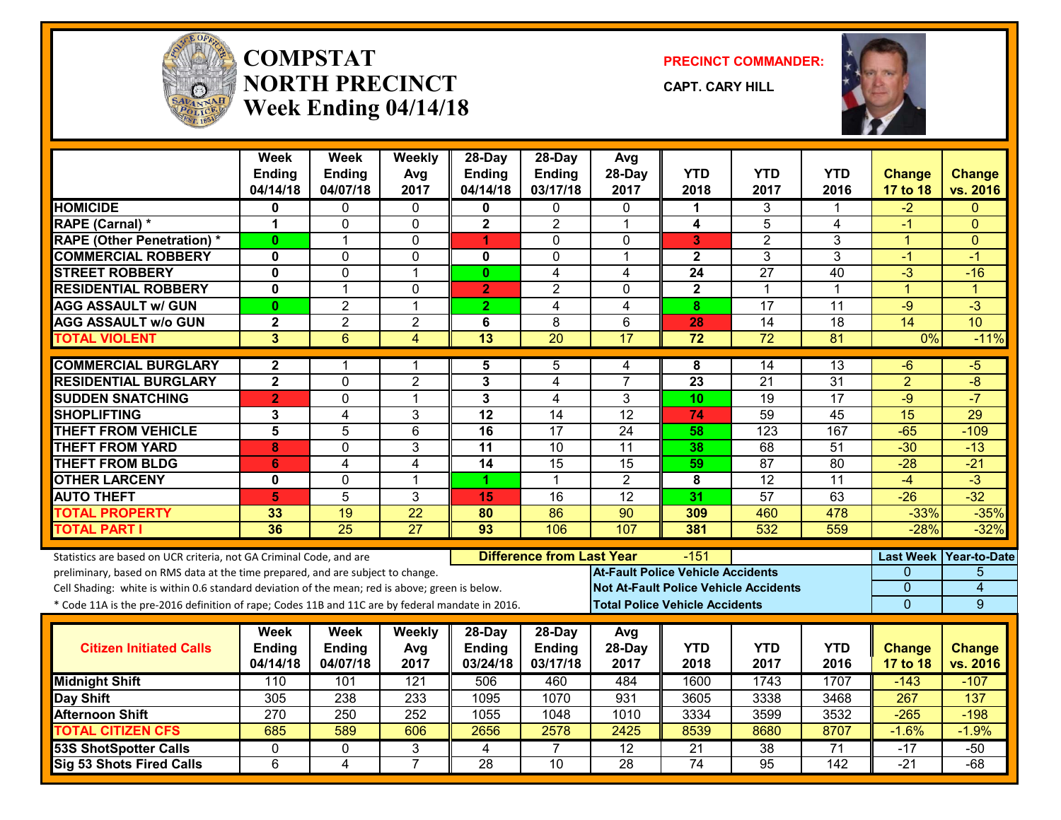# COMPSTAT NORTH PRECINCT Week Ending 04/14/18

**PRECINCT COMMANDER:**

**CAPT. CARY HILL**

| | Week Ending 04/14/18 | Week Ending 04/07/18 | Weekly Avg 2017 | 28-Day Ending 04/14/18 | 28-Day Ending 03/17/18 | Avg 28-Day 2017 | YTD 2018 | YTD 2017 | YTD 2016 | Change 17 to 18 | Change vs. 2016 |
|---|---|---|---|---|---|---|---|---|---|---|---|
| HOMICIDE | 0 | 0 | 0 | 0 | 0 | 0 | 1 | 3 | 1 | -2 | 0 |
| RAPE (Carnal) * | 1 | 0 | 0 | 2 | 2 | 1 | 4 | 5 | 4 | -1 | 0 |
| RAPE (Other Penetration) * | 0 | 1 | 0 | 1 | 0 | 0 | 3 | 2 | 3 | 1 | 0 |
| COMMERCIAL ROBBERY | 0 | 0 | 0 | 0 | 0 | 1 | 2 | 3 | 3 | -1 | -1 |
| STREET ROBBERY | 0 | 0 | 1 | 0 | 4 | 4 | 24 | 27 | 40 | -3 | -16 |
| RESIDENTIAL ROBBERY | 0 | 1 | 0 | 2 | 2 | 0 | 2 | 1 | 1 | 1 | 1 |
| AGG ASSAULT w/ GUN | 0 | 2 | 1 | 2 | 4 | 4 | 8 | 17 | 11 | -9 | -3 |
| AGG ASSAULT w/o GUN | 2 | 2 | 2 | 6 | 8 | 6 | 28 | 14 | 18 | 14 | 10 |
| TOTAL VIOLENT | 3 | 6 | 4 | 13 | 20 | 17 | 72 | 72 | 81 | 0% | -11% |
| COMMERCIAL BURGLARY | 2 | 1 | 1 | 5 | 5 | 4 | 8 | 14 | 13 | -6 | -5 |
| RESIDENTIAL BURGLARY | 2 | 0 | 2 | 3 | 4 | 7 | 23 | 21 | 31 | 2 | -8 |
| SUDDEN SNATCHING | 2 | 0 | 1 | 3 | 4 | 3 | 10 | 19 | 17 | -9 | -7 |
| SHOPLIFTING | 3 | 4 | 3 | 12 | 14 | 12 | 74 | 59 | 45 | 15 | 29 |
| THEFT FROM VEHICLE | 5 | 5 | 6 | 16 | 17 | 24 | 58 | 123 | 167 | -65 | -109 |
| THEFT FROM YARD | 8 | 0 | 3 | 11 | 10 | 11 | 38 | 68 | 51 | -30 | -13 |
| THEFT FROM BLDG | 6 | 4 | 4 | 14 | 15 | 15 | 59 | 87 | 80 | -28 | -21 |
| OTHER LARCENY | 0 | 0 | 1 | 1 | 1 | 2 | 8 | 12 | 11 | -4 | -3 |
| AUTO THEFT | 5 | 5 | 3 | 15 | 16 | 12 | 31 | 57 | 63 | -26 | -32 |
| TOTAL PROPERTY | 33 | 19 | 22 | 80 | 86 | 90 | 309 | 460 | 478 | -33% | -35% |
| TOTAL PART I | 36 | 25 | 27 | 93 | 106 | 107 | 381 | 532 | 559 | -28% | -32% |

Statistics are based on UCR criteria, not GA Criminal Code, and are preliminary, based on RMS data at the time prepared, and are subject to change.

Cell Shading: white is within 0.6 standard deviation of the mean; red is above; green is below.

* Code 11A is the pre-2016 definition of rape; Codes 11B and 11C are by federal mandate in 2016.

**Difference from Last Year:** -151

| | Last Week | Year-to-Date |
|---|---|---|
| At-Fault Police Vehicle Accidents | 0 | 5 |
| Not At-Fault Police Vehicle Accidents | 0 | 4 |
| Total Police Vehicle Accidents | 0 | 9 |

| Citizen Initiated Calls | Week Ending 04/14/18 | Week Ending 04/07/18 | Weekly Avg 2017 | 28-Day Ending 03/24/18 | 28-Day Ending 03/17/18 | Avg 28-Day 2017 | YTD 2018 | YTD 2017 | YTD 2016 | Change 17 to 18 | Change vs. 2016 |
|---|---|---|---|---|---|---|---|---|---|---|---|
| Midnight Shift | 110 | 101 | 121 | 506 | 460 | 484 | 1600 | 1743 | 1707 | -143 | -107 |
| Day Shift | 305 | 238 | 233 | 1095 | 1070 | 931 | 3605 | 3338 | 3468 | 267 | 137 |
| Afternoon Shift | 270 | 250 | 252 | 1055 | 1048 | 1010 | 3334 | 3599 | 3532 | -265 | -198 |
| TOTAL CITIZEN CFS | 685 | 589 | 606 | 2656 | 2578 | 2425 | 8539 | 8680 | 8707 | -1.6% | -1.9% |
| 53S ShotSpotter Calls | 0 | 0 | 3 | 4 | 7 | 12 | 21 | 38 | 71 | -17 | -50 |
| Sig 53 Shots Fired Calls | 6 | 4 | 7 | 28 | 10 | 28 | 74 | 95 | 142 | -21 | -68 |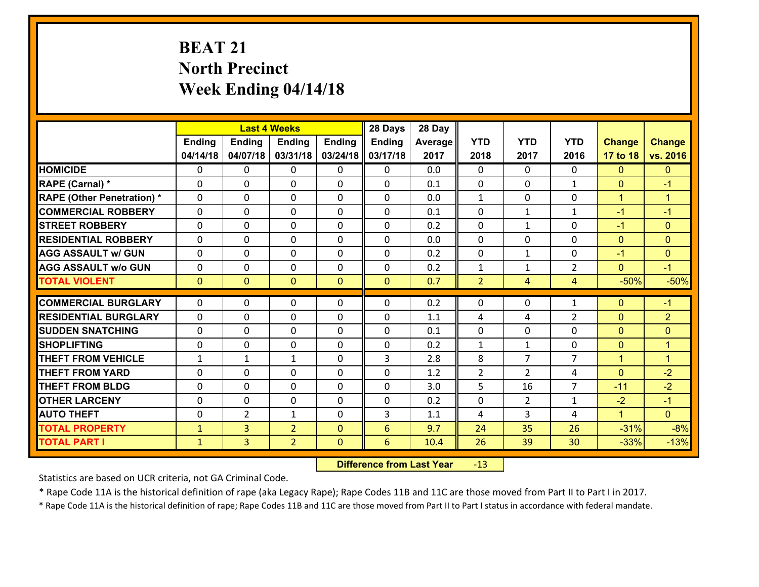# BEAT 21
## North Precinct
## Week Ending 04/14/18

| | Last 4 Weeks | | | | 28 Days | 28 Day | | | | | |
|---|---|---|---|---|---|---|---|---|---|---|---|
| | Ending 04/14/18 | Ending 04/07/18 | Ending 03/31/18 | Ending 03/24/18 | Ending 03/17/18 | Average 2017 | YTD 2018 | YTD 2017 | YTD 2016 | Change 17 to 18 | Change vs. 2016 |
| HOMICIDE | 0 | 0 | 0 | 0 | 0 | 0.0 | 0 | 0 | 0 | 0 | 0 |
| RAPE (Carnal) * | 0 | 0 | 0 | 0 | 0 | 0.1 | 0 | 0 | 1 | 0 | -1 |
| RAPE (Other Penetration) * | 0 | 0 | 0 | 0 | 0 | 0.0 | 1 | 0 | 0 | 1 | 1 |
| COMMERCIAL ROBBERY | 0 | 0 | 0 | 0 | 0 | 0.1 | 0 | 1 | 1 | -1 | -1 |
| STREET ROBBERY | 0 | 0 | 0 | 0 | 0 | 0.2 | 0 | 1 | 0 | -1 | 0 |
| RESIDENTIAL ROBBERY | 0 | 0 | 0 | 0 | 0 | 0.0 | 0 | 0 | 0 | 0 | 0 |
| AGG ASSAULT w/ GUN | 0 | 0 | 0 | 0 | 0 | 0.2 | 0 | 1 | 0 | -1 | 0 |
| AGG ASSAULT w/o GUN | 0 | 0 | 0 | 0 | 0 | 0.2 | 1 | 1 | 2 | 0 | -1 |
| TOTAL VIOLENT | 0 | 0 | 0 | 0 | 0 | 0.7 | 2 | 4 | 4 | -50% | -50% |
| COMMERCIAL BURGLARY | 0 | 0 | 0 | 0 | 0 | 0.2 | 0 | 0 | 1 | 0 | -1 |
| RESIDENTIAL BURGLARY | 0 | 0 | 0 | 0 | 0 | 1.1 | 4 | 4 | 2 | 0 | 2 |
| SUDDEN SNATCHING | 0 | 0 | 0 | 0 | 0 | 0.1 | 0 | 0 | 0 | 0 | 0 |
| SHOPLIFTING | 0 | 0 | 0 | 0 | 0 | 0.2 | 1 | 1 | 0 | 0 | 1 |
| THEFT FROM VEHICLE | 1 | 1 | 1 | 0 | 3 | 2.8 | 8 | 7 | 7 | 1 | 1 |
| THEFT FROM YARD | 0 | 0 | 0 | 0 | 0 | 1.2 | 2 | 2 | 4 | 0 | -2 |
| THEFT FROM BLDG | 0 | 0 | 0 | 0 | 0 | 3.0 | 5 | 16 | 7 | -11 | -2 |
| OTHER LARCENY | 0 | 0 | 0 | 0 | 0 | 0.2 | 0 | 2 | 1 | -2 | -1 |
| AUTO THEFT | 0 | 2 | 1 | 0 | 3 | 1.1 | 4 | 3 | 4 | 1 | 0 |
| TOTAL PROPERTY | 1 | 3 | 2 | 0 | 6 | 9.7 | 24 | 35 | 26 | -31% | -8% |
| TOTAL PART I | 1 | 3 | 2 | 0 | 6 | 10.4 | 26 | 39 | 30 | -33% | -13% |

**Difference from Last Year** -13

Statistics are based on UCR criteria, not GA Criminal Code.

* Rape Code 11A is the historical definition of rape (aka Legacy Rape); Rape Codes 11B and 11C are those moved from Part II to Part I in 2017.

* Rape Code 11A is the historical definition of rape; Rape Codes 11B and 11C are those moved from Part II to Part I status in accordance with federal mandate.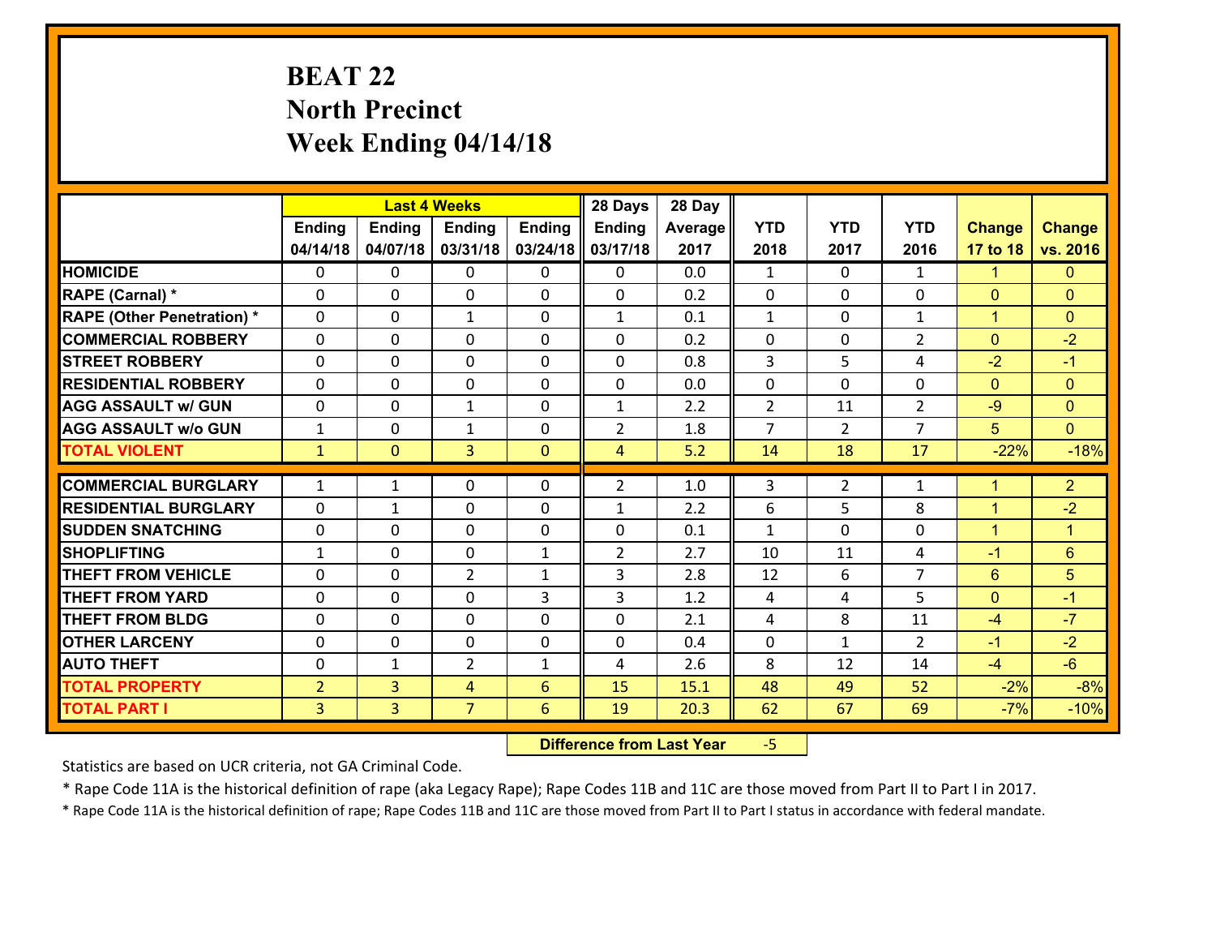# BEAT 22
## North Precinct
## Week Ending 04/14/18

| | Last 4 Weeks | | | | 28 Days | 28 Day | | | | | |
|---|---|---|---|---|---|---|---|---|---|---|---|
| | Ending 04/14/18 | Ending 04/07/18 | Ending 03/31/18 | Ending 03/24/18 | Ending 03/17/18 | Average 2017 | YTD 2018 | YTD 2017 | YTD 2016 | Change 17 to 18 | Change vs. 2016 |
| HOMICIDE | 0 | 0 | 0 | 0 | 0 | 0.0 | 1 | 0 | 1 | 1 | 0 |
| RAPE (Carnal) * | 0 | 0 | 0 | 0 | 0 | 0.2 | 0 | 0 | 0 | 0 | 0 |
| RAPE (Other Penetration) * | 0 | 0 | 1 | 0 | 1 | 0.1 | 1 | 0 | 1 | 1 | 0 |
| COMMERCIAL ROBBERY | 0 | 0 | 0 | 0 | 0 | 0.2 | 0 | 0 | 2 | 0 | -2 |
| STREET ROBBERY | 0 | 0 | 0 | 0 | 0 | 0.8 | 3 | 5 | 4 | -2 | -1 |
| RESIDENTIAL ROBBERY | 0 | 0 | 0 | 0 | 0 | 0.0 | 0 | 0 | 0 | 0 | 0 |
| AGG ASSAULT w/ GUN | 0 | 0 | 1 | 0 | 1 | 2.2 | 2 | 11 | 2 | -9 | 0 |
| AGG ASSAULT w/o GUN | 1 | 0 | 1 | 0 | 2 | 1.8 | 7 | 2 | 7 | 5 | 0 |
| TOTAL VIOLENT | 1 | 0 | 3 | 0 | 4 | 5.2 | 14 | 18 | 17 | -22% | -18% |
| COMMERCIAL BURGLARY | 1 | 1 | 0 | 0 | 2 | 1.0 | 3 | 2 | 1 | 1 | 2 |
| RESIDENTIAL BURGLARY | 0 | 1 | 0 | 0 | 1 | 2.2 | 6 | 5 | 8 | 1 | -2 |
| SUDDEN SNATCHING | 0 | 0 | 0 | 0 | 0 | 0.1 | 1 | 0 | 0 | 1 | 1 |
| SHOPLIFTING | 1 | 0 | 0 | 1 | 2 | 2.7 | 10 | 11 | 4 | -1 | 6 |
| THEFT FROM VEHICLE | 0 | 0 | 2 | 1 | 3 | 2.8 | 12 | 6 | 7 | 6 | 5 |
| THEFT FROM YARD | 0 | 0 | 0 | 3 | 3 | 1.2 | 4 | 4 | 5 | 0 | -1 |
| THEFT FROM BLDG | 0 | 0 | 0 | 0 | 0 | 2.1 | 4 | 8 | 11 | -4 | -7 |
| OTHER LARCENY | 0 | 0 | 0 | 0 | 0 | 0.4 | 0 | 1 | 2 | -1 | -2 |
| AUTO THEFT | 0 | 1 | 2 | 1 | 4 | 2.6 | 8 | 12 | 14 | -4 | -6 |
| TOTAL PROPERTY | 2 | 3 | 4 | 6 | 15 | 15.1 | 48 | 49 | 52 | -2% | -8% |
| TOTAL PART I | 3 | 3 | 7 | 6 | 19 | 20.3 | 62 | 67 | 69 | -7% | -10% |

**Difference from Last Year** -5

Statistics are based on UCR criteria, not GA Criminal Code.

* Rape Code 11A is the historical definition of rape (aka Legacy Rape); Rape Codes 11B and 11C are those moved from Part II to Part I in 2017.

* Rape Code 11A is the historical definition of rape; Rape Codes 11B and 11C are those moved from Part II to Part I status in accordance with federal mandate.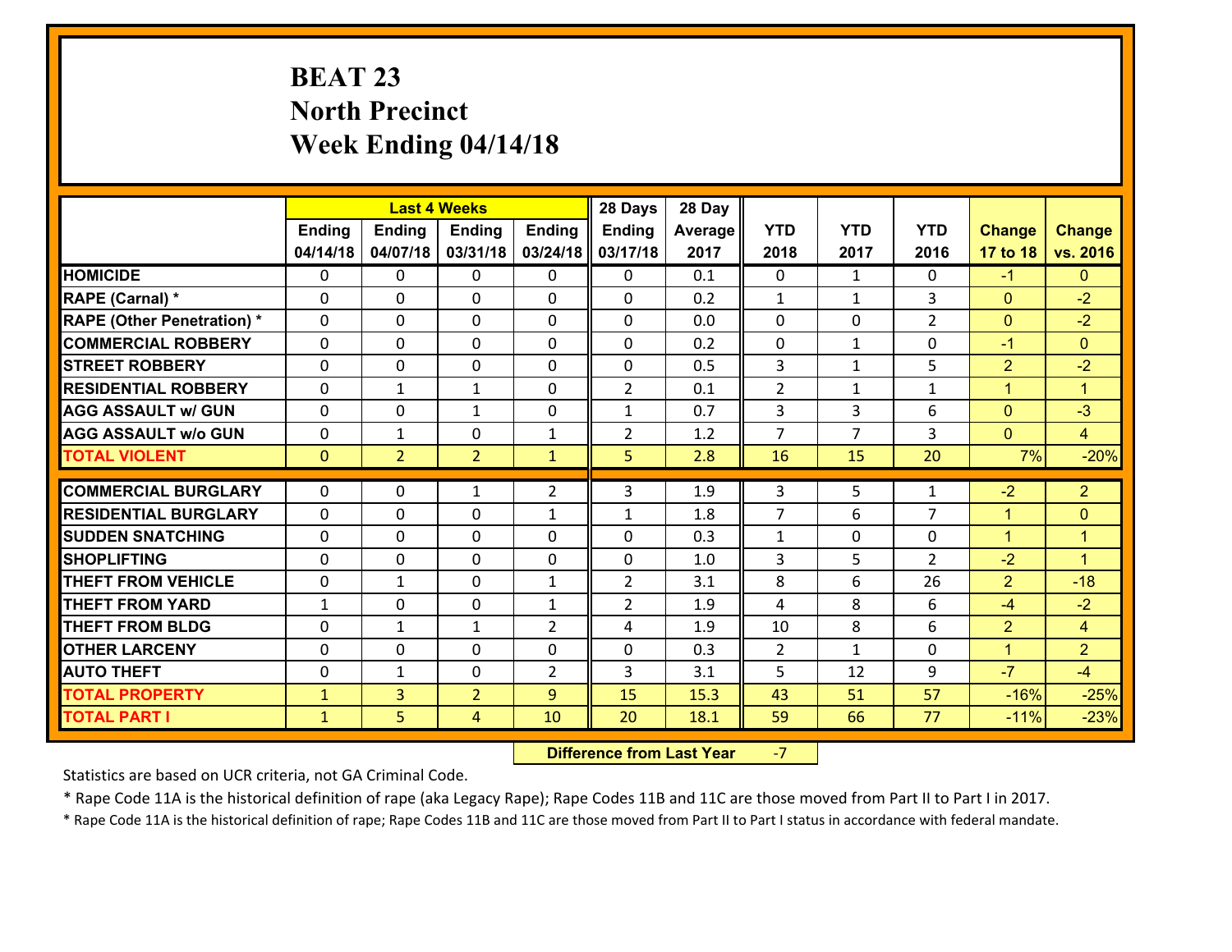# BEAT 23
## North Precinct
## Week Ending 04/14/18

| | Last 4 Weeks | | | | 28 Days | 28 Day | | | | | |
|---|---|---|---|---|---|---|---|---|---|---|---|
| | Ending 04/14/18 | Ending 04/07/18 | Ending 03/31/18 | Ending 03/24/18 | Ending 03/17/18 | Average 2017 | YTD 2018 | YTD 2017 | YTD 2016 | Change 17 to 18 | Change vs. 2016 |
| HOMICIDE | 0 | 0 | 0 | 0 | 0 | 0.1 | 0 | 1 | 0 | -1 | 0 |
| RAPE (Carnal) * | 0 | 0 | 0 | 0 | 0 | 0.2 | 1 | 1 | 3 | 0 | -2 |
| RAPE (Other Penetration) * | 0 | 0 | 0 | 0 | 0 | 0.0 | 0 | 0 | 2 | 0 | -2 |
| COMMERCIAL ROBBERY | 0 | 0 | 0 | 0 | 0 | 0.2 | 0 | 1 | 0 | -1 | 0 |
| STREET ROBBERY | 0 | 0 | 0 | 0 | 0 | 0.5 | 3 | 1 | 5 | 2 | -2 |
| RESIDENTIAL ROBBERY | 0 | 1 | 1 | 0 | 2 | 0.1 | 2 | 1 | 1 | 1 | 1 |
| AGG ASSAULT w/ GUN | 0 | 0 | 1 | 0 | 1 | 0.7 | 3 | 3 | 6 | 0 | -3 |
| AGG ASSAULT w/o GUN | 0 | 1 | 0 | 1 | 2 | 1.2 | 7 | 7 | 3 | 0 | 4 |
| TOTAL VIOLENT | 0 | 2 | 2 | 1 | 5 | 2.8 | 16 | 15 | 20 | 7% | -20% |
| COMMERCIAL BURGLARY | 0 | 0 | 1 | 2 | 3 | 1.9 | 3 | 5 | 1 | -2 | 2 |
| RESIDENTIAL BURGLARY | 0 | 0 | 0 | 1 | 1 | 1.8 | 7 | 6 | 7 | 1 | 0 |
| SUDDEN SNATCHING | 0 | 0 | 0 | 0 | 0 | 0.3 | 1 | 0 | 0 | 1 | 1 |
| SHOPLIFTING | 0 | 0 | 0 | 0 | 0 | 1.0 | 3 | 5 | 2 | -2 | 1 |
| THEFT FROM VEHICLE | 0 | 1 | 0 | 1 | 2 | 3.1 | 8 | 6 | 26 | 2 | -18 |
| THEFT FROM YARD | 1 | 0 | 0 | 1 | 2 | 1.9 | 4 | 8 | 6 | -4 | -2 |
| THEFT FROM BLDG | 0 | 1 | 1 | 2 | 4 | 1.9 | 10 | 8 | 6 | 2 | 4 |
| OTHER LARCENY | 0 | 0 | 0 | 0 | 0 | 0.3 | 2 | 1 | 0 | 1 | 2 |
| AUTO THEFT | 0 | 1 | 0 | 2 | 3 | 3.1 | 5 | 12 | 9 | -7 | -4 |
| TOTAL PROPERTY | 1 | 3 | 2 | 9 | 15 | 15.3 | 43 | 51 | 57 | -16% | -25% |
| TOTAL PART I | 1 | 5 | 4 | 10 | 20 | 18.1 | 59 | 66 | 77 | -11% | -23% |

**Difference from Last Year** -7

Statistics are based on UCR criteria, not GA Criminal Code.

* Rape Code 11A is the historical definition of rape (aka Legacy Rape); Rape Codes 11B and 11C are those moved from Part II to Part I in 2017.

* Rape Code 11A is the historical definition of rape; Rape Codes 11B and 11C are those moved from Part II to Part I status in accordance with federal mandate.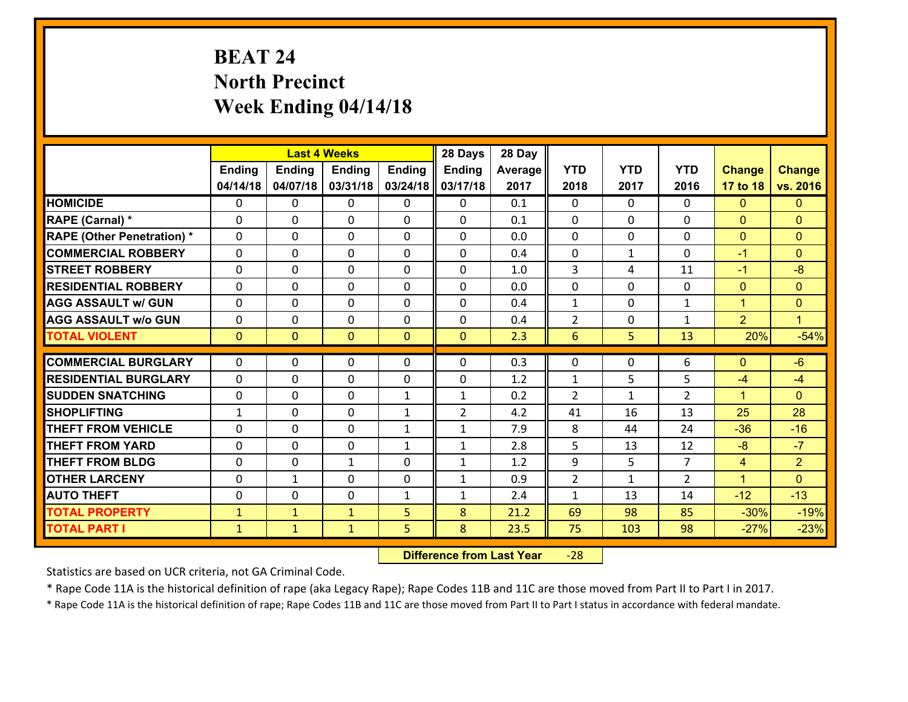# BEAT 24
## North Precinct
## Week Ending 04/14/18

| | Last 4 Weeks | | | | 28 Days | 28 Day | | | | | |
|---|---|---|---|---|---|---|---|---|---|---|---|
| | Ending 04/14/18 | Ending 04/07/18 | Ending 03/31/18 | Ending 03/24/18 | Ending 03/17/18 | Average 2017 | YTD 2018 | YTD 2017 | YTD 2016 | Change 17 to 18 | Change vs. 2016 |
| HOMICIDE | 0 | 0 | 0 | 0 | 0 | 0.1 | 0 | 0 | 0 | 0 | 0 |
| RAPE (Carnal) * | 0 | 0 | 0 | 0 | 0 | 0.1 | 0 | 0 | 0 | 0 | 0 |
| RAPE (Other Penetration) * | 0 | 0 | 0 | 0 | 0 | 0.0 | 0 | 0 | 0 | 0 | 0 |
| COMMERCIAL ROBBERY | 0 | 0 | 0 | 0 | 0 | 0.4 | 0 | 1 | 0 | -1 | 0 |
| STREET ROBBERY | 0 | 0 | 0 | 0 | 0 | 1.0 | 3 | 4 | 11 | -1 | -8 |
| RESIDENTIAL ROBBERY | 0 | 0 | 0 | 0 | 0 | 0.0 | 0 | 0 | 0 | 0 | 0 |
| AGG ASSAULT w/ GUN | 0 | 0 | 0 | 0 | 0 | 0.4 | 1 | 0 | 1 | 1 | 0 |
| AGG ASSAULT w/o GUN | 0 | 0 | 0 | 0 | 0 | 0.4 | 2 | 0 | 1 | 2 | 1 |
| TOTAL VIOLENT | 0 | 0 | 0 | 0 | 0 | 2.3 | 6 | 5 | 13 | 20% | -54% |
| COMMERCIAL BURGLARY | 0 | 0 | 0 | 0 | 0 | 0.3 | 0 | 0 | 6 | 0 | -6 |
| RESIDENTIAL BURGLARY | 0 | 0 | 0 | 0 | 0 | 1.2 | 1 | 5 | 5 | -4 | -4 |
| SUDDEN SNATCHING | 0 | 0 | 0 | 1 | 1 | 0.2 | 2 | 1 | 2 | 1 | 0 |
| SHOPLIFTING | 1 | 0 | 0 | 1 | 2 | 4.2 | 41 | 16 | 13 | 25 | 28 |
| THEFT FROM VEHICLE | 0 | 0 | 0 | 1 | 1 | 7.9 | 8 | 44 | 24 | -36 | -16 |
| THEFT FROM YARD | 0 | 0 | 0 | 1 | 1 | 2.8 | 5 | 13 | 12 | -8 | -7 |
| THEFT FROM BLDG | 0 | 0 | 1 | 0 | 1 | 1.2 | 9 | 5 | 7 | 4 | 2 |
| OTHER LARCENY | 0 | 1 | 0 | 0 | 1 | 0.9 | 2 | 1 | 2 | 1 | 0 |
| AUTO THEFT | 0 | 0 | 0 | 1 | 1 | 2.4 | 1 | 13 | 14 | -12 | -13 |
| TOTAL PROPERTY | 1 | 1 | 1 | 5 | 8 | 21.2 | 69 | 98 | 85 | -30% | -19% |
| TOTAL PART I | 1 | 1 | 1 | 5 | 8 | 23.5 | 75 | 103 | 98 | -27% | -23% |

**Difference from Last Year** -28

Statistics are based on UCR criteria, not GA Criminal Code.

* Rape Code 11A is the historical definition of rape (aka Legacy Rape); Rape Codes 11B and 11C are those moved from Part II to Part I in 2017.

* Rape Code 11A is the historical definition of rape; Rape Codes 11B and 11C are those moved from Part II to Part I status in accordance with federal mandate.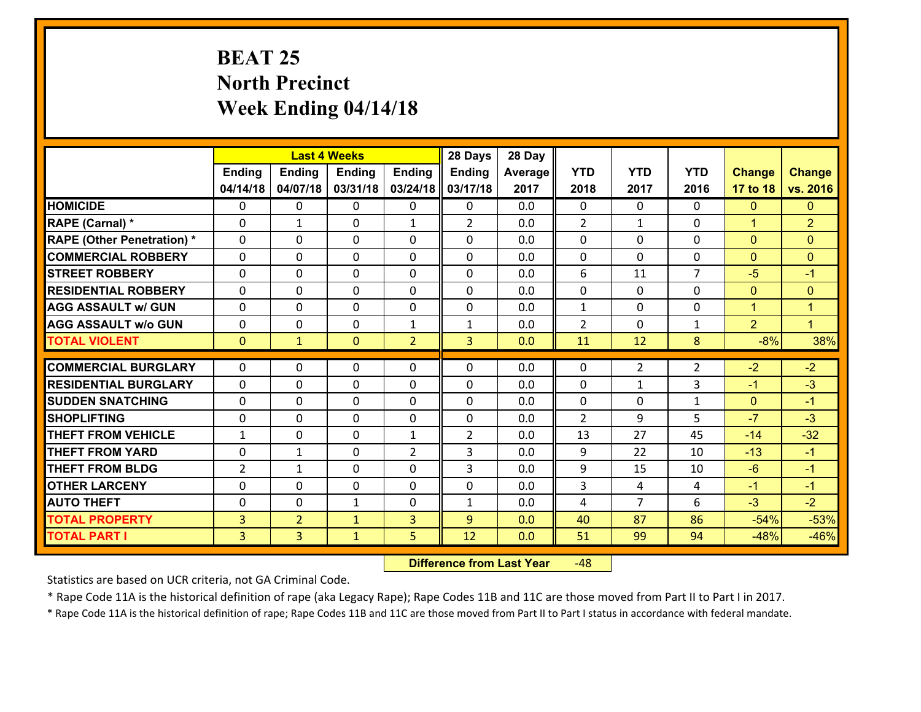# BEAT 25
## North Precinct
## Week Ending 04/14/18

| | Last 4 Weeks | | | | 28 Days | 28 Day | | | | | |
|---|---|---|---|---|---|---|---|---|---|---|---|
| | Ending 04/14/18 | Ending 04/07/18 | Ending 03/31/18 | Ending 03/24/18 | Ending 03/17/18 | Average 2017 | YTD 2018 | YTD 2017 | YTD 2016 | Change 17 to 18 | Change vs. 2016 |
| HOMICIDE | 0 | 0 | 0 | 0 | 0 | 0.0 | 0 | 0 | 0 | 0 | 0 |
| RAPE (Carnal) * | 0 | 1 | 0 | 1 | 2 | 0.0 | 2 | 1 | 0 | 1 | 2 |
| RAPE (Other Penetration) * | 0 | 0 | 0 | 0 | 0 | 0.0 | 0 | 0 | 0 | 0 | 0 |
| COMMERCIAL ROBBERY | 0 | 0 | 0 | 0 | 0 | 0.0 | 0 | 0 | 0 | 0 | 0 |
| STREET ROBBERY | 0 | 0 | 0 | 0 | 0 | 0.0 | 6 | 11 | 7 | -5 | -1 |
| RESIDENTIAL ROBBERY | 0 | 0 | 0 | 0 | 0 | 0.0 | 0 | 0 | 0 | 0 | 0 |
| AGG ASSAULT w/ GUN | 0 | 0 | 0 | 0 | 0 | 0.0 | 1 | 0 | 0 | 1 | 1 |
| AGG ASSAULT w/o GUN | 0 | 0 | 0 | 1 | 1 | 0.0 | 2 | 0 | 1 | 2 | 1 |
| TOTAL VIOLENT | 0 | 1 | 0 | 2 | 3 | 0.0 | 11 | 12 | 8 | -8% | 38% |
| COMMERCIAL BURGLARY | 0 | 0 | 0 | 0 | 0 | 0.0 | 0 | 2 | 2 | -2 | -2 |
| RESIDENTIAL BURGLARY | 0 | 0 | 0 | 0 | 0 | 0.0 | 0 | 1 | 3 | -1 | -3 |
| SUDDEN SNATCHING | 0 | 0 | 0 | 0 | 0 | 0.0 | 0 | 0 | 1 | 0 | -1 |
| SHOPLIFTING | 0 | 0 | 0 | 0 | 0 | 0.0 | 2 | 9 | 5 | -7 | -3 |
| THEFT FROM VEHICLE | 1 | 0 | 0 | 1 | 2 | 0.0 | 13 | 27 | 45 | -14 | -32 |
| THEFT FROM YARD | 0 | 1 | 0 | 2 | 3 | 0.0 | 9 | 22 | 10 | -13 | -1 |
| THEFT FROM BLDG | 2 | 1 | 0 | 0 | 3 | 0.0 | 9 | 15 | 10 | -6 | -1 |
| OTHER LARCENY | 0 | 0 | 0 | 0 | 0 | 0.0 | 3 | 4 | 4 | -1 | -1 |
| AUTO THEFT | 0 | 0 | 1 | 0 | 1 | 0.0 | 4 | 7 | 6 | -3 | -2 |
| TOTAL PROPERTY | 3 | 2 | 1 | 3 | 9 | 0.0 | 40 | 87 | 86 | -54% | -53% |
| TOTAL PART I | 3 | 3 | 1 | 5 | 12 | 0.0 | 51 | 99 | 94 | -48% | -46% |

**Difference from Last Year** -48

Statistics are based on UCR criteria, not GA Criminal Code.

* Rape Code 11A is the historical definition of rape (aka Legacy Rape); Rape Codes 11B and 11C are those moved from Part II to Part I in 2017.

* Rape Code 11A is the historical definition of rape; Rape Codes 11B and 11C are those moved from Part II to Part I status in accordance with federal mandate.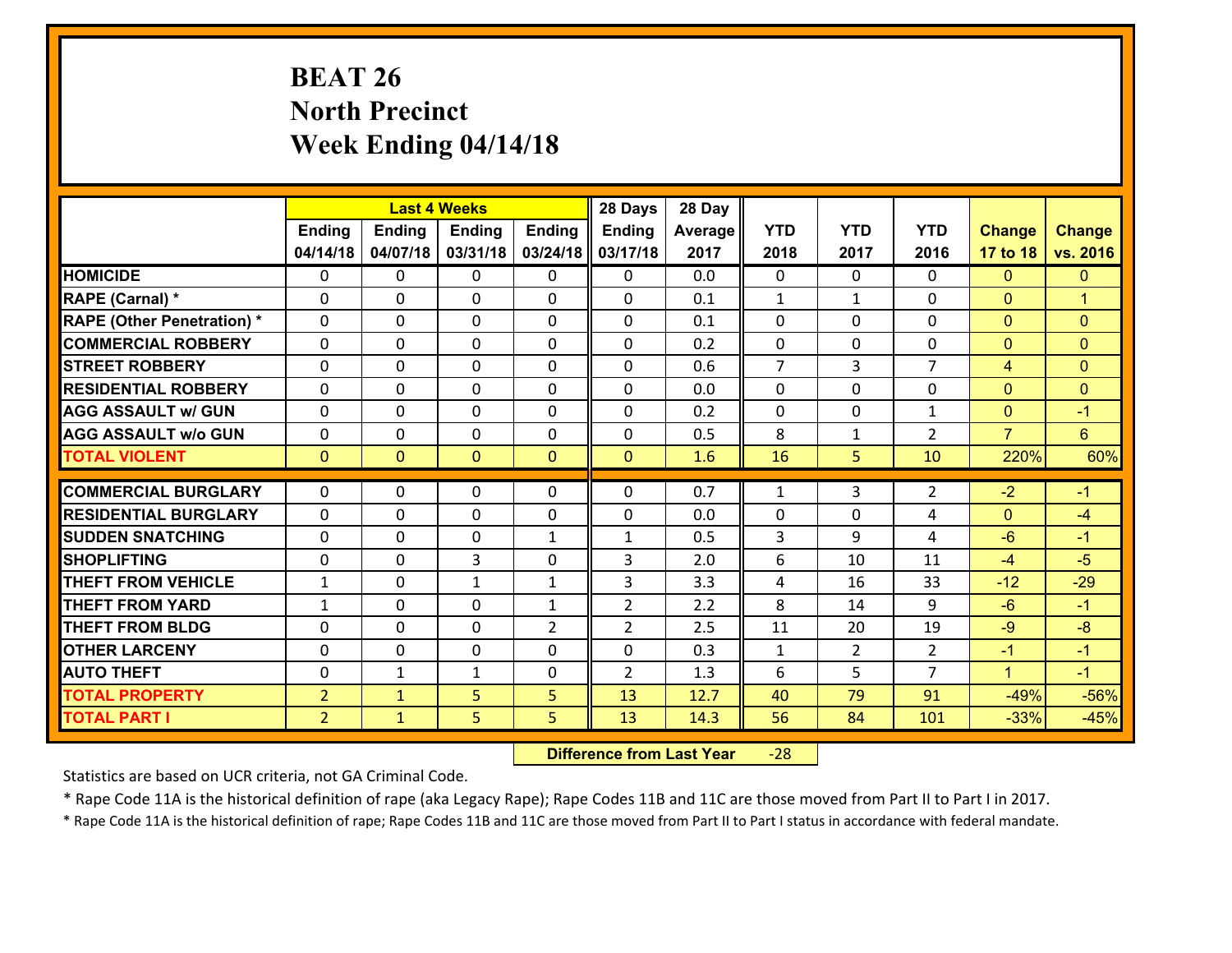# BEAT 26
## North Precinct
## Week Ending 04/14/18

| | Last 4 Weeks | | | | 28 Days | 28 Day | | | | | |
|---|---|---|---|---|---|---|---|---|---|---|---|
| | Ending 04/14/18 | Ending 04/07/18 | Ending 03/31/18 | Ending 03/24/18 | Ending 03/17/18 | Average 2017 | YTD 2018 | YTD 2017 | YTD 2016 | Change 17 to 18 | Change vs. 2016 |
| HOMICIDE | 0 | 0 | 0 | 0 | 0 | 0.0 | 0 | 0 | 0 | 0 | 0 |
| RAPE (Carnal) * | 0 | 0 | 0 | 0 | 0 | 0.1 | 1 | 1 | 0 | 0 | 1 |
| RAPE (Other Penetration) * | 0 | 0 | 0 | 0 | 0 | 0.1 | 0 | 0 | 0 | 0 | 0 |
| COMMERCIAL ROBBERY | 0 | 0 | 0 | 0 | 0 | 0.2 | 0 | 0 | 0 | 0 | 0 |
| STREET ROBBERY | 0 | 0 | 0 | 0 | 0 | 0.6 | 7 | 3 | 7 | 4 | 0 |
| RESIDENTIAL ROBBERY | 0 | 0 | 0 | 0 | 0 | 0.0 | 0 | 0 | 0 | 0 | 0 |
| AGG ASSAULT w/ GUN | 0 | 0 | 0 | 0 | 0 | 0.2 | 0 | 0 | 1 | 0 | -1 |
| AGG ASSAULT w/o GUN | 0 | 0 | 0 | 0 | 0 | 0.5 | 8 | 1 | 2 | 7 | 6 |
| TOTAL VIOLENT | 0 | 0 | 0 | 0 | 0 | 1.6 | 16 | 5 | 10 | 220% | 60% |
| COMMERCIAL BURGLARY | 0 | 0 | 0 | 0 | 0 | 0.7 | 1 | 3 | 2 | -2 | -1 |
| RESIDENTIAL BURGLARY | 0 | 0 | 0 | 0 | 0 | 0.0 | 0 | 0 | 4 | 0 | -4 |
| SUDDEN SNATCHING | 0 | 0 | 0 | 1 | 1 | 0.5 | 3 | 9 | 4 | -6 | -1 |
| SHOPLIFTING | 0 | 0 | 3 | 0 | 3 | 2.0 | 6 | 10 | 11 | -4 | -5 |
| THEFT FROM VEHICLE | 1 | 0 | 1 | 1 | 3 | 3.3 | 4 | 16 | 33 | -12 | -29 |
| THEFT FROM YARD | 1 | 0 | 0 | 1 | 2 | 2.2 | 8 | 14 | 9 | -6 | -1 |
| THEFT FROM BLDG | 0 | 0 | 0 | 2 | 2 | 2.5 | 11 | 20 | 19 | -9 | -8 |
| OTHER LARCENY | 0 | 0 | 0 | 0 | 0 | 0.3 | 1 | 2 | 2 | -1 | -1 |
| AUTO THEFT | 0 | 1 | 1 | 0 | 2 | 1.3 | 6 | 5 | 7 | 1 | -1 |
| TOTAL PROPERTY | 2 | 1 | 5 | 5 | 13 | 12.7 | 40 | 79 | 91 | -49% | -56% |
| TOTAL PART I | 2 | 1 | 5 | 5 | 13 | 14.3 | 56 | 84 | 101 | -33% | -45% |

**Difference from Last Year** -28

Statistics are based on UCR criteria, not GA Criminal Code.

* Rape Code 11A is the historical definition of rape (aka Legacy Rape); Rape Codes 11B and 11C are those moved from Part II to Part I in 2017.

* Rape Code 11A is the historical definition of rape; Rape Codes 11B and 11C are those moved from Part II to Part I status in accordance with federal mandate.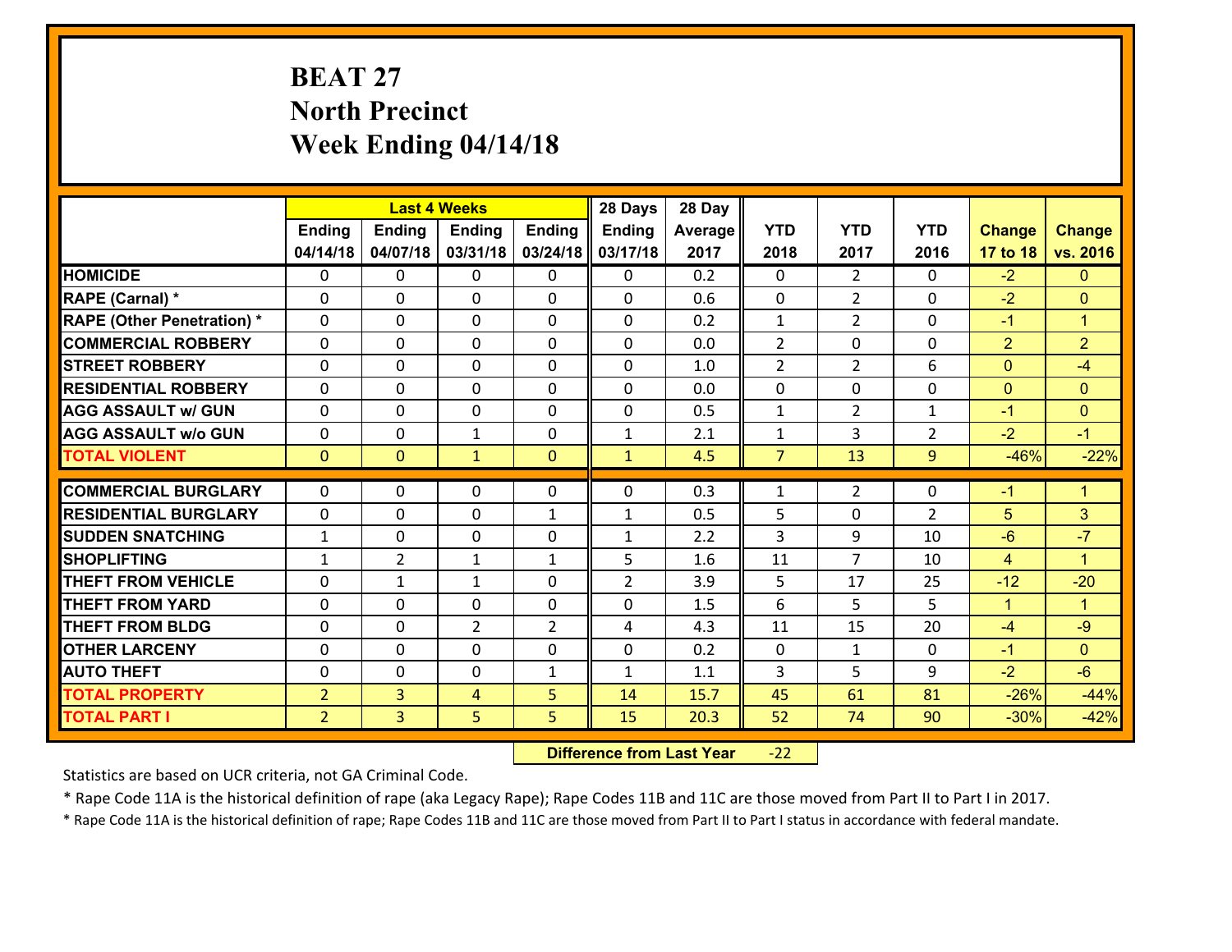# BEAT 27
# North Precinct
# Week Ending 04/14/18

| | Last 4 Weeks | | | | 28 Days | 28 Day | | | | | |
|---|---|---|---|---|---|---|---|---|---|---|---|
| | Ending 04/14/18 | Ending 04/07/18 | Ending 03/31/18 | Ending 03/24/18 | Ending 03/17/18 | Average 2017 | YTD 2018 | YTD 2017 | YTD 2016 | Change 17 to 18 | Change vs. 2016 |
| HOMICIDE | 0 | 0 | 0 | 0 | 0 | 0.2 | 0 | 2 | 0 | -2 | 0 |
| RAPE (Carnal) * | 0 | 0 | 0 | 0 | 0 | 0.6 | 0 | 2 | 0 | -2 | 0 |
| RAPE (Other Penetration) * | 0 | 0 | 0 | 0 | 0 | 0.2 | 1 | 2 | 0 | -1 | 1 |
| COMMERCIAL ROBBERY | 0 | 0 | 0 | 0 | 0 | 0.0 | 2 | 0 | 0 | 2 | 2 |
| STREET ROBBERY | 0 | 0 | 0 | 0 | 0 | 1.0 | 2 | 2 | 6 | 0 | -4 |
| RESIDENTIAL ROBBERY | 0 | 0 | 0 | 0 | 0 | 0.0 | 0 | 0 | 0 | 0 | 0 |
| AGG ASSAULT w/ GUN | 0 | 0 | 0 | 0 | 0 | 0.5 | 1 | 2 | 1 | -1 | 0 |
| AGG ASSAULT w/o GUN | 0 | 0 | 1 | 0 | 1 | 2.1 | 1 | 3 | 2 | -2 | -1 |
| TOTAL VIOLENT | 0 | 0 | 1 | 0 | 1 | 4.5 | 7 | 13 | 9 | -46% | -22% |
| COMMERCIAL BURGLARY | 0 | 0 | 0 | 0 | 0 | 0.3 | 1 | 2 | 0 | -1 | 1 |
| RESIDENTIAL BURGLARY | 0 | 0 | 0 | 1 | 1 | 0.5 | 5 | 0 | 2 | 5 | 3 |
| SUDDEN SNATCHING | 1 | 0 | 0 | 0 | 1 | 2.2 | 3 | 9 | 10 | -6 | -7 |
| SHOPLIFTING | 1 | 2 | 1 | 1 | 5 | 1.6 | 11 | 7 | 10 | 4 | 1 |
| THEFT FROM VEHICLE | 0 | 1 | 1 | 0 | 2 | 3.9 | 5 | 17 | 25 | -12 | -20 |
| THEFT FROM YARD | 0 | 0 | 0 | 0 | 0 | 1.5 | 6 | 5 | 5 | 1 | 1 |
| THEFT FROM BLDG | 0 | 0 | 2 | 2 | 4 | 4.3 | 11 | 15 | 20 | -4 | -9 |
| OTHER LARCENY | 0 | 0 | 0 | 0 | 0 | 0.2 | 0 | 1 | 0 | -1 | 0 |
| AUTO THEFT | 0 | 0 | 0 | 1 | 1 | 1.1 | 3 | 5 | 9 | -2 | -6 |
| TOTAL PROPERTY | 2 | 3 | 4 | 5 | 14 | 15.7 | 45 | 61 | 81 | -26% | -44% |
| TOTAL PART I | 2 | 3 | 5 | 5 | 15 | 20.3 | 52 | 74 | 90 | -30% | -42% |

**Difference from Last Year** -22

Statistics are based on UCR criteria, not GA Criminal Code.

* Rape Code 11A is the historical definition of rape (aka Legacy Rape); Rape Codes 11B and 11C are those moved from Part II to Part I in 2017.

* Rape Code 11A is the historical definition of rape; Rape Codes 11B and 11C are those moved from Part II to Part I status in accordance with federal mandate.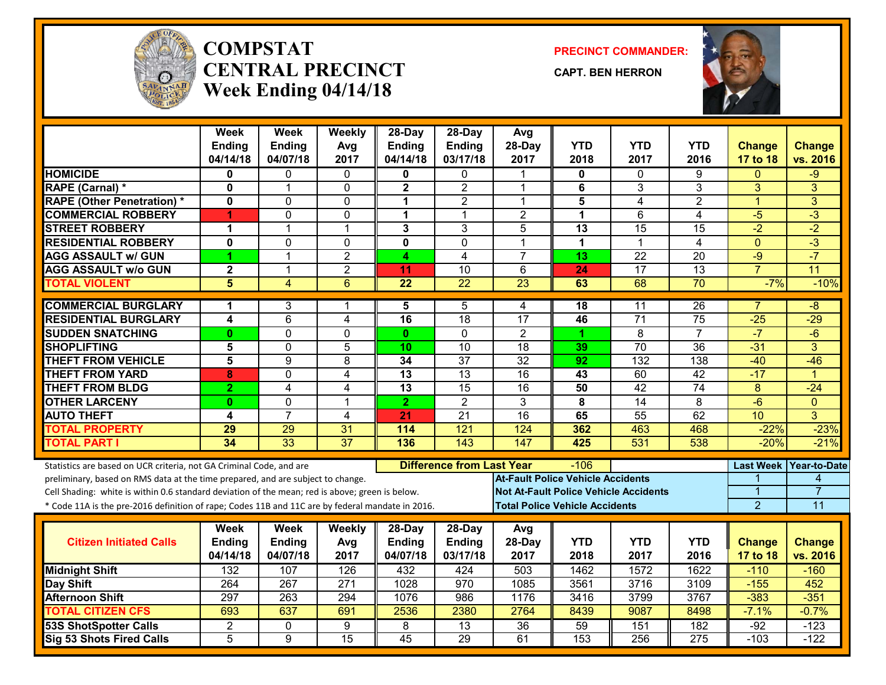# COMPSTAT CENTRAL PRECINCT Week Ending 04/14/18

**PRECINCT COMMANDER:** CAPT. BEN HERRON

| | Week Ending 04/14/18 | Week Ending 04/07/18 | Weekly Avg 2017 | 28-Day Ending 04/14/18 | 28-Day Ending 03/17/18 | Avg 28-Day 2017 | YTD 2018 | YTD 2017 | YTD 2016 | Change 17 to 18 | Change vs. 2016 |
|---|---|---|---|---|---|---|---|---|---|---|---|
| **HOMICIDE** | 0 | 0 | 0 | 0 | 0 | 1 | 0 | 0 | 9 | 0 | -9 |
| **RAPE (Carnal) *** | 0 | 1 | 0 | 2 | 2 | 1 | 6 | 3 | 3 | 3 | 3 |
| **RAPE (Other Penetration) *** | 0 | 0 | 0 | 1 | 2 | 1 | 5 | 4 | 2 | 1 | 3 |
| **COMMERCIAL ROBBERY** | 1 | 0 | 0 | 1 | 1 | 2 | 1 | 6 | 4 | -5 | -3 |
| **STREET ROBBERY** | 1 | 1 | 1 | 3 | 3 | 5 | 13 | 15 | 15 | -2 | -2 |
| **RESIDENTIAL ROBBERY** | 0 | 0 | 0 | 0 | 0 | 1 | 1 | 1 | 4 | 0 | -3 |
| **AGG ASSAULT w/ GUN** | 1 | 1 | 2 | 4 | 4 | 7 | 13 | 22 | 20 | -9 | -7 |
| **AGG ASSAULT w/o GUN** | 2 | 1 | 2 | 11 | 10 | 6 | 24 | 17 | 13 | 7 | 11 |
| **TOTAL VIOLENT** | 5 | 4 | 6 | 22 | 22 | 23 | 63 | 68 | 70 | -7% | -10% |
| **COMMERCIAL BURGLARY** | 1 | 3 | 1 | 5 | 5 | 4 | 18 | 11 | 26 | 7 | -8 |
| **RESIDENTIAL BURGLARY** | 4 | 6 | 4 | 16 | 18 | 17 | 46 | 71 | 75 | -25 | -29 |
| **SUDDEN SNATCHING** | 0 | 0 | 0 | 0 | 0 | 2 | 1 | 8 | 7 | -7 | -6 |
| **SHOPLIFTING** | 5 | 0 | 5 | 10 | 10 | 18 | 39 | 70 | 36 | -31 | 3 |
| **THEFT FROM VEHICLE** | 5 | 9 | 8 | 34 | 37 | 32 | 92 | 132 | 138 | -40 | -46 |
| **THEFT FROM YARD** | 8 | 0 | 4 | 13 | 13 | 16 | 43 | 60 | 42 | -17 | 1 |
| **THEFT FROM BLDG** | 2 | 4 | 4 | 13 | 15 | 16 | 50 | 42 | 74 | 8 | -24 |
| **OTHER LARCENY** | 0 | 0 | 1 | 2 | 2 | 3 | 8 | 14 | 8 | -6 | 0 |
| **AUTO THEFT** | 4 | 7 | 4 | 21 | 21 | 16 | 65 | 55 | 62 | 10 | 3 |
| **TOTAL PROPERTY** | 29 | 29 | 31 | 114 | 121 | 124 | 362 | 463 | 468 | -22% | -23% |
| **TOTAL PART I** | 34 | 33 | 37 | 136 | 143 | 147 | 425 | 531 | 538 | -20% | -21% |

Statistics are based on UCR criteria, not GA Criminal Code, and are preliminary, based on RMS data at the time prepared, and are subject to change.
Cell Shading: white is within 0.6 standard deviation of the mean; red is above; green is below.
* Code 11A is the pre-2016 definition of rape; Codes 11B and 11C are by federal mandate in 2016.

**Difference from Last Year:** -106

| | Last Week | Year-to-Date |
|---|---|---|
| **At-Fault Police Vehicle Accidents** | 1 | 4 |
| **Not At-Fault Police Vehicle Accidents** | 1 | 7 |
| **Total Police Vehicle Accidents** | 2 | 11 |

| Citizen Initiated Calls | Week Ending 04/14/18 | Week Ending 04/07/18 | Weekly Avg 2017 | 28-Day Ending 04/07/18 | 28-Day Ending 03/17/18 | Avg 28-Day 2017 | YTD 2018 | YTD 2017 | YTD 2016 | Change 17 to 18 | Change vs. 2016 |
|---|---|---|---|---|---|---|---|---|---|---|---|
| **Midnight Shift** | 132 | 107 | 126 | 432 | 424 | 503 | 1462 | 1572 | 1622 | -110 | -160 |
| **Day Shift** | 264 | 267 | 271 | 1028 | 970 | 1085 | 3561 | 3716 | 3109 | -155 | 452 |
| **Afternoon Shift** | 297 | 263 | 294 | 1076 | 986 | 1176 | 3416 | 3799 | 3767 | -383 | -351 |
| **TOTAL CITIZEN CFS** | 693 | 637 | 691 | 2536 | 2380 | 2764 | 8439 | 9087 | 8498 | -7.1% | -0.7% |
| **53S ShotSpotter Calls** | 2 | 0 | 9 | 8 | 13 | 36 | 59 | 151 | 182 | -92 | -123 |
| **Sig 53 Shots Fired Calls** | 5 | 9 | 15 | 45 | 29 | 61 | 153 | 256 | 275 | -103 | -122 |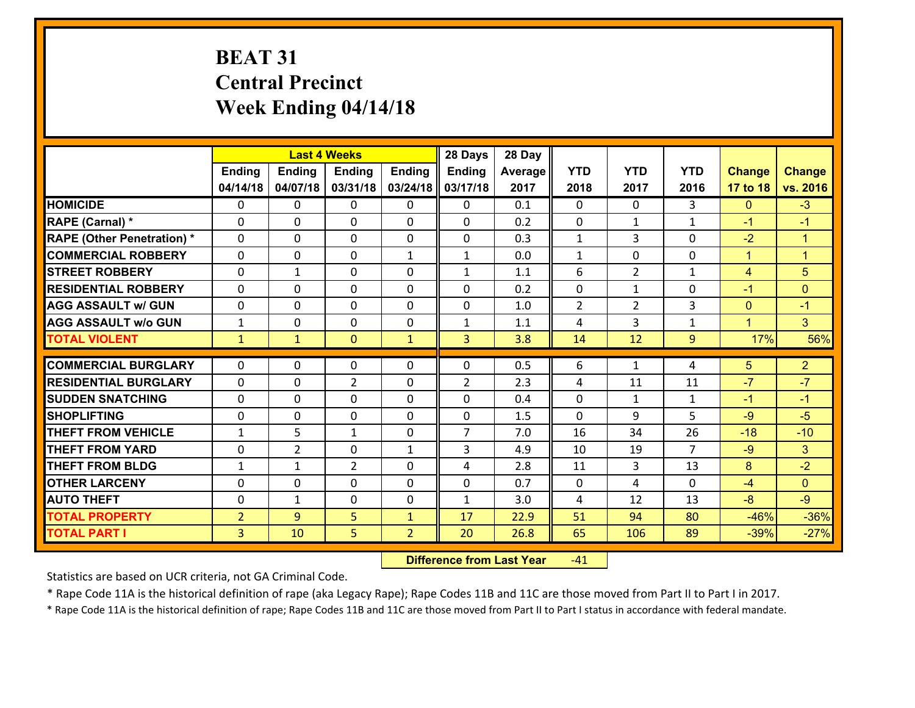# BEAT 31
## Central Precinct
## Week Ending 04/14/18

| | Last 4 Weeks | | | | 28 Days | 28 Day | | | | | |
|---|---|---|---|---|---|---|---|---|---|---|---|
| | Ending 04/14/18 | Ending 04/07/18 | Ending 03/31/18 | Ending 03/24/18 | Ending 03/17/18 | Average 2017 | YTD 2018 | YTD 2017 | YTD 2016 | Change 17 to 18 | Change vs. 2016 |
| HOMICIDE | 0 | 0 | 0 | 0 | 0 | 0.1 | 0 | 0 | 3 | 0 | -3 |
| RAPE (Carnal) * | 0 | 0 | 0 | 0 | 0 | 0.2 | 0 | 1 | 1 | -1 | -1 |
| RAPE (Other Penetration) * | 0 | 0 | 0 | 0 | 0 | 0.3 | 1 | 3 | 0 | -2 | 1 |
| COMMERCIAL ROBBERY | 0 | 0 | 0 | 1 | 1 | 0.0 | 1 | 0 | 0 | 1 | 1 |
| STREET ROBBERY | 0 | 1 | 0 | 0 | 1 | 1.1 | 6 | 2 | 1 | 4 | 5 |
| RESIDENTIAL ROBBERY | 0 | 0 | 0 | 0 | 0 | 0.2 | 0 | 1 | 0 | -1 | 0 |
| AGG ASSAULT w/ GUN | 0 | 0 | 0 | 0 | 0 | 1.0 | 2 | 2 | 3 | 0 | -1 |
| AGG ASSAULT w/o GUN | 1 | 0 | 0 | 0 | 1 | 1.1 | 4 | 3 | 1 | 1 | 3 |
| TOTAL VIOLENT | 1 | 1 | 0 | 1 | 3 | 3.8 | 14 | 12 | 9 | 17% | 56% |
| COMMERCIAL BURGLARY | 0 | 0 | 0 | 0 | 0 | 0.5 | 6 | 1 | 4 | 5 | 2 |
| RESIDENTIAL BURGLARY | 0 | 0 | 2 | 0 | 2 | 2.3 | 4 | 11 | 11 | -7 | -7 |
| SUDDEN SNATCHING | 0 | 0 | 0 | 0 | 0 | 0.4 | 0 | 1 | 1 | -1 | -1 |
| SHOPLIFTING | 0 | 0 | 0 | 0 | 0 | 1.5 | 0 | 9 | 5 | -9 | -5 |
| THEFT FROM VEHICLE | 1 | 5 | 1 | 0 | 7 | 7.0 | 16 | 34 | 26 | -18 | -10 |
| THEFT FROM YARD | 0 | 2 | 0 | 1 | 3 | 4.9 | 10 | 19 | 7 | -9 | 3 |
| THEFT FROM BLDG | 1 | 1 | 2 | 0 | 4 | 2.8 | 11 | 3 | 13 | 8 | -2 |
| OTHER LARCENY | 0 | 0 | 0 | 0 | 0 | 0.7 | 0 | 4 | 0 | -4 | 0 |
| AUTO THEFT | 0 | 1 | 0 | 0 | 1 | 3.0 | 4 | 12 | 13 | -8 | -9 |
| TOTAL PROPERTY | 2 | 9 | 5 | 1 | 17 | 22.9 | 51 | 94 | 80 | -46% | -36% |
| TOTAL PART I | 3 | 10 | 5 | 2 | 20 | 26.8 | 65 | 106 | 89 | -39% | -27% |

**Difference from Last Year** -41

Statistics are based on UCR criteria, not GA Criminal Code.

* Rape Code 11A is the historical definition of rape (aka Legacy Rape); Rape Codes 11B and 11C are those moved from Part II to Part I in 2017.

* Rape Code 11A is the historical definition of rape; Rape Codes 11B and 11C are those moved from Part II to Part I status in accordance with federal mandate.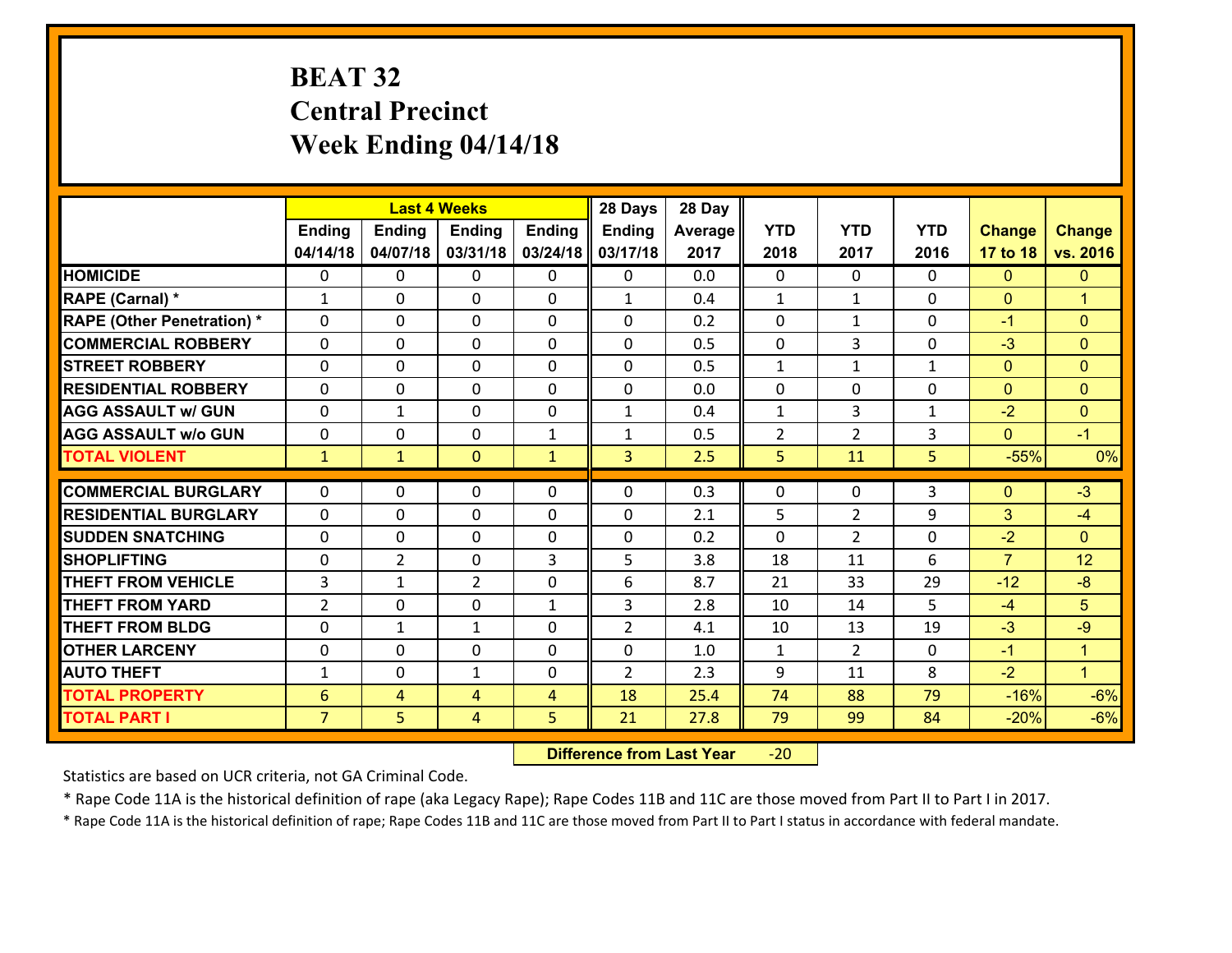# BEAT 32
# Central Precinct
# Week Ending 04/14/18

| | Last 4 Weeks | | | | 28 Days | 28 Day | | | | | |
|---|---|---|---|---|---|---|---|---|---|---|---|
| | Ending 04/14/18 | Ending 04/07/18 | Ending 03/31/18 | Ending 03/24/18 | Ending 03/17/18 | Average 2017 | YTD 2018 | YTD 2017 | YTD 2016 | Change 17 to 18 | Change vs. 2016 |
| HOMICIDE | 0 | 0 | 0 | 0 | 0 | 0.0 | 0 | 0 | 0 | 0 | 0 |
| RAPE (Carnal) * | 1 | 0 | 0 | 0 | 1 | 0.4 | 1 | 1 | 0 | 0 | 1 |
| RAPE (Other Penetration) * | 0 | 0 | 0 | 0 | 0 | 0.2 | 0 | 1 | 0 | -1 | 0 |
| COMMERCIAL ROBBERY | 0 | 0 | 0 | 0 | 0 | 0.5 | 0 | 3 | 0 | -3 | 0 |
| STREET ROBBERY | 0 | 0 | 0 | 0 | 0 | 0.5 | 1 | 1 | 1 | 0 | 0 |
| RESIDENTIAL ROBBERY | 0 | 0 | 0 | 0 | 0 | 0.0 | 0 | 0 | 0 | 0 | 0 |
| AGG ASSAULT w/ GUN | 0 | 1 | 0 | 0 | 1 | 0.4 | 1 | 3 | 1 | -2 | 0 |
| AGG ASSAULT w/o GUN | 0 | 0 | 0 | 1 | 1 | 0.5 | 2 | 2 | 3 | 0 | -1 |
| TOTAL VIOLENT | 1 | 1 | 0 | 1 | 3 | 2.5 | 5 | 11 | 5 | -55% | 0% |
| COMMERCIAL BURGLARY | 0 | 0 | 0 | 0 | 0 | 0.3 | 0 | 0 | 3 | 0 | -3 |
| RESIDENTIAL BURGLARY | 0 | 0 | 0 | 0 | 0 | 2.1 | 5 | 2 | 9 | 3 | -4 |
| SUDDEN SNATCHING | 0 | 0 | 0 | 0 | 0 | 0.2 | 0 | 2 | 0 | -2 | 0 |
| SHOPLIFTING | 0 | 2 | 0 | 3 | 5 | 3.8 | 18 | 11 | 6 | 7 | 12 |
| THEFT FROM VEHICLE | 3 | 1 | 2 | 0 | 6 | 8.7 | 21 | 33 | 29 | -12 | -8 |
| THEFT FROM YARD | 2 | 0 | 0 | 1 | 3 | 2.8 | 10 | 14 | 5 | -4 | 5 |
| THEFT FROM BLDG | 0 | 1 | 1 | 0 | 2 | 4.1 | 10 | 13 | 19 | -3 | -9 |
| OTHER LARCENY | 0 | 0 | 0 | 0 | 0 | 1.0 | 1 | 2 | 0 | -1 | 1 |
| AUTO THEFT | 1 | 0 | 1 | 0 | 2 | 2.3 | 9 | 11 | 8 | -2 | 1 |
| TOTAL PROPERTY | 6 | 4 | 4 | 4 | 18 | 25.4 | 74 | 88 | 79 | -16% | -6% |
| TOTAL PART I | 7 | 5 | 4 | 5 | 21 | 27.8 | 79 | 99 | 84 | -20% | -6% |

**Difference from Last Year** -20

Statistics are based on UCR criteria, not GA Criminal Code.

* Rape Code 11A is the historical definition of rape (aka Legacy Rape); Rape Codes 11B and 11C are those moved from Part II to Part I in 2017.

* Rape Code 11A is the historical definition of rape; Rape Codes 11B and 11C are those moved from Part II to Part I status in accordance with federal mandate.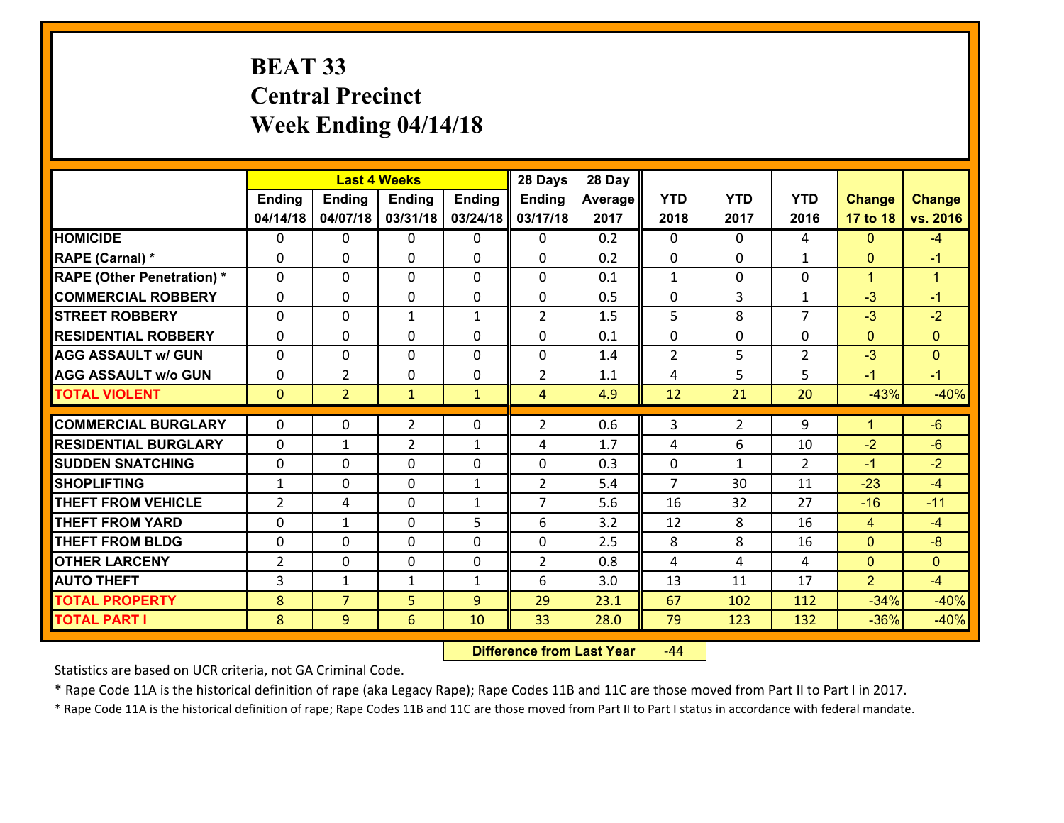# BEAT 33
## Central Precinct
## Week Ending 04/14/18

| | Last 4 Weeks | | | | 28 Days | 28 Day | | | | | |
|---|---|---|---|---|---|---|---|---|---|---|---|
| | Ending 04/14/18 | Ending 04/07/18 | Ending 03/31/18 | Ending 03/24/18 | Ending 03/17/18 | Average 2017 | YTD 2018 | YTD 2017 | YTD 2016 | Change 17 to 18 | Change vs. 2016 |
| **HOMICIDE** | 0 | 0 | 0 | 0 | 0 | 0.2 | 0 | 0 | 4 | 0 | -4 |
| **RAPE (Carnal) *** | 0 | 0 | 0 | 0 | 0 | 0.2 | 0 | 0 | 1 | 0 | -1 |
| **RAPE (Other Penetration) *** | 0 | 0 | 0 | 0 | 0 | 0.1 | 1 | 0 | 0 | 1 | 1 |
| **COMMERCIAL ROBBERY** | 0 | 0 | 0 | 0 | 0 | 0.5 | 0 | 3 | 1 | -3 | -1 |
| **STREET ROBBERY** | 0 | 0 | 1 | 1 | 2 | 1.5 | 5 | 8 | 7 | -3 | -2 |
| **RESIDENTIAL ROBBERY** | 0 | 0 | 0 | 0 | 0 | 0.1 | 0 | 0 | 0 | 0 | 0 |
| **AGG ASSAULT w/ GUN** | 0 | 0 | 0 | 0 | 0 | 1.4 | 2 | 5 | 2 | -3 | 0 |
| **AGG ASSAULT w/o GUN** | 0 | 2 | 0 | 0 | 2 | 1.1 | 4 | 5 | 5 | -1 | -1 |
| **TOTAL VIOLENT** | 0 | 2 | 1 | 1 | 4 | 4.9 | 12 | 21 | 20 | -43% | -40% |
| **COMMERCIAL BURGLARY** | 0 | 0 | 2 | 0 | 2 | 0.6 | 3 | 2 | 9 | 1 | -6 |
| **RESIDENTIAL BURGLARY** | 0 | 1 | 2 | 1 | 4 | 1.7 | 4 | 6 | 10 | -2 | -6 |
| **SUDDEN SNATCHING** | 0 | 0 | 0 | 0 | 0 | 0.3 | 0 | 1 | 2 | -1 | -2 |
| **SHOPLIFTING** | 1 | 0 | 0 | 1 | 2 | 5.4 | 7 | 30 | 11 | -23 | -4 |
| **THEFT FROM VEHICLE** | 2 | 4 | 0 | 1 | 7 | 5.6 | 16 | 32 | 27 | -16 | -11 |
| **THEFT FROM YARD** | 0 | 1 | 0 | 5 | 6 | 3.2 | 12 | 8 | 16 | 4 | -4 |
| **THEFT FROM BLDG** | 0 | 0 | 0 | 0 | 0 | 2.5 | 8 | 8 | 16 | 0 | -8 |
| **OTHER LARCENY** | 2 | 0 | 0 | 0 | 2 | 0.8 | 4 | 4 | 4 | 0 | 0 |
| **AUTO THEFT** | 3 | 1 | 1 | 1 | 6 | 3.0 | 13 | 11 | 17 | 2 | -4 |
| **TOTAL PROPERTY** | 8 | 7 | 5 | 9 | 29 | 23.1 | 67 | 102 | 112 | -34% | -40% |
| **TOTAL PART I** | 8 | 9 | 6 | 10 | 33 | 28.0 | 79 | 123 | 132 | -36% | -40% |

**Difference from Last Year** -44

Statistics are based on UCR criteria, not GA Criminal Code.

* Rape Code 11A is the historical definition of rape (aka Legacy Rape); Rape Codes 11B and 11C are those moved from Part II to Part I in 2017.

* Rape Code 11A is the historical definition of rape; Rape Codes 11B and 11C are those moved from Part II to Part I status in accordance with federal mandate.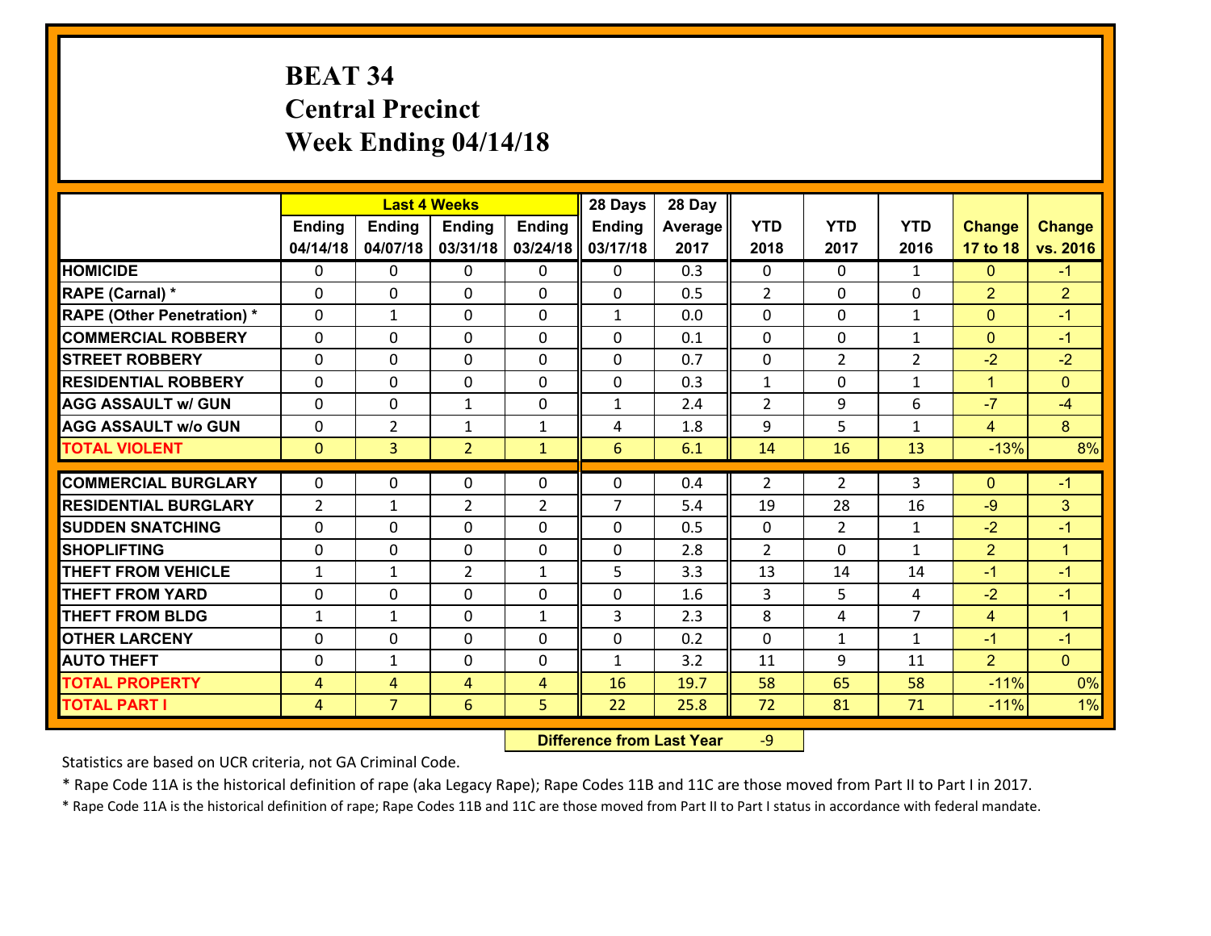# BEAT 34
# Central Precinct
# Week Ending 04/14/18

| | Last 4 Weeks | | | | 28 Days | 28 Day | | | | | |
|---|---|---|---|---|---|---|---|---|---|---|---|
| | Ending 04/14/18 | Ending 04/07/18 | Ending 03/31/18 | Ending 03/24/18 | Ending 03/17/18 | Average 2017 | YTD 2018 | YTD 2017 | YTD 2016 | Change 17 to 18 | Change vs. 2016 |
| HOMICIDE | 0 | 0 | 0 | 0 | 0 | 0.3 | 0 | 0 | 1 | 0 | -1 |
| RAPE (Carnal) * | 0 | 0 | 0 | 0 | 0 | 0.5 | 2 | 0 | 0 | 2 | 2 |
| RAPE (Other Penetration) * | 0 | 1 | 0 | 0 | 1 | 0.0 | 0 | 0 | 1 | 0 | -1 |
| COMMERCIAL ROBBERY | 0 | 0 | 0 | 0 | 0 | 0.1 | 0 | 0 | 1 | 0 | -1 |
| STREET ROBBERY | 0 | 0 | 0 | 0 | 0 | 0.7 | 0 | 2 | 2 | -2 | -2 |
| RESIDENTIAL ROBBERY | 0 | 0 | 0 | 0 | 0 | 0.3 | 1 | 0 | 1 | 1 | 0 |
| AGG ASSAULT w/ GUN | 0 | 0 | 1 | 0 | 1 | 2.4 | 2 | 9 | 6 | -7 | -4 |
| AGG ASSAULT w/o GUN | 0 | 2 | 1 | 1 | 4 | 1.8 | 9 | 5 | 1 | 4 | 8 |
| TOTAL VIOLENT | 0 | 3 | 2 | 1 | 6 | 6.1 | 14 | 16 | 13 | -13% | 8% |
| COMMERCIAL BURGLARY | 0 | 0 | 0 | 0 | 0 | 0.4 | 2 | 2 | 3 | 0 | -1 |
| RESIDENTIAL BURGLARY | 2 | 1 | 2 | 2 | 7 | 5.4 | 19 | 28 | 16 | -9 | 3 |
| SUDDEN SNATCHING | 0 | 0 | 0 | 0 | 0 | 0.5 | 0 | 2 | 1 | -2 | -1 |
| SHOPLIFTING | 0 | 0 | 0 | 0 | 0 | 2.8 | 2 | 0 | 1 | 2 | 1 |
| THEFT FROM VEHICLE | 1 | 1 | 2 | 1 | 5 | 3.3 | 13 | 14 | 14 | -1 | -1 |
| THEFT FROM YARD | 0 | 0 | 0 | 0 | 0 | 1.6 | 3 | 5 | 4 | -2 | -1 |
| THEFT FROM BLDG | 1 | 1 | 0 | 1 | 3 | 2.3 | 8 | 4 | 7 | 4 | 1 |
| OTHER LARCENY | 0 | 0 | 0 | 0 | 0 | 0.2 | 0 | 1 | 1 | -1 | -1 |
| AUTO THEFT | 0 | 1 | 0 | 0 | 1 | 3.2 | 11 | 9 | 11 | 2 | 0 |
| TOTAL PROPERTY | 4 | 4 | 4 | 4 | 16 | 19.7 | 58 | 65 | 58 | -11% | 0% |
| TOTAL PART I | 4 | 7 | 6 | 5 | 22 | 25.8 | 72 | 81 | 71 | -11% | 1% |

**Difference from Last Year** -9

Statistics are based on UCR criteria, not GA Criminal Code.

* Rape Code 11A is the historical definition of rape (aka Legacy Rape); Rape Codes 11B and 11C are those moved from Part II to Part I in 2017.

* Rape Code 11A is the historical definition of rape; Rape Codes 11B and 11C are those moved from Part II to Part I status in accordance with federal mandate.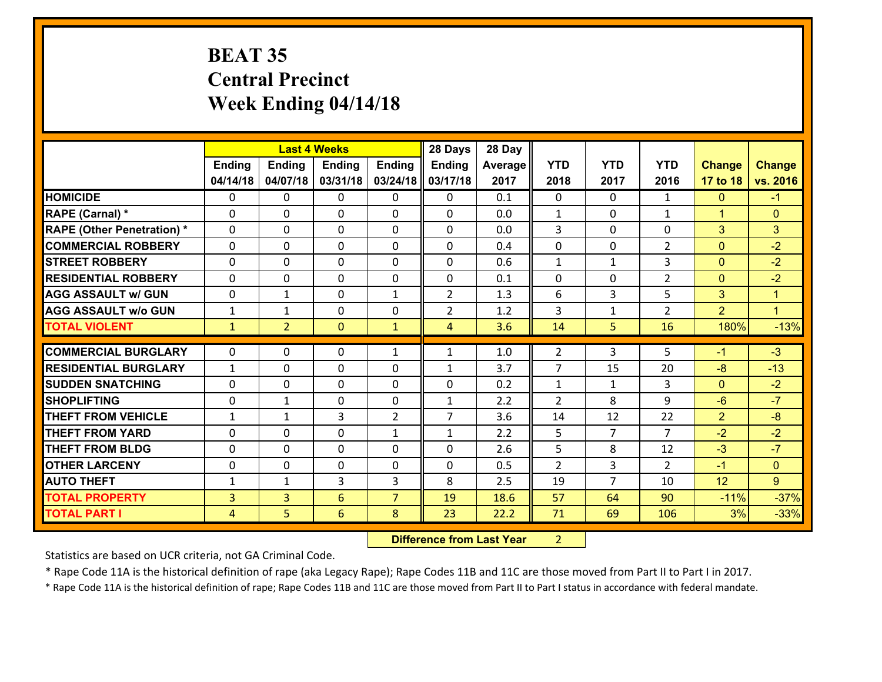# BEAT 35
## Central Precinct
## Week Ending 04/14/18

| | Last 4 Weeks | | | | 28 Days | 28 Day | | | | | |
|---|---|---|---|---|---|---|---|---|---|---|---|
| | Ending 04/14/18 | Ending 04/07/18 | Ending 03/31/18 | Ending 03/24/18 | Ending 03/17/18 | Average 2017 | YTD 2018 | YTD 2017 | YTD 2016 | Change 17 to 18 | Change vs. 2016 |
| HOMICIDE | 0 | 0 | 0 | 0 | 0 | 0.1 | 0 | 0 | 1 | 0 | -1 |
| RAPE (Carnal) * | 0 | 0 | 0 | 0 | 0 | 0.0 | 1 | 0 | 1 | 1 | 0 |
| RAPE (Other Penetration) * | 0 | 0 | 0 | 0 | 0 | 0.0 | 3 | 0 | 0 | 3 | 3 |
| COMMERCIAL ROBBERY | 0 | 0 | 0 | 0 | 0 | 0.4 | 0 | 0 | 2 | 0 | -2 |
| STREET ROBBERY | 0 | 0 | 0 | 0 | 0 | 0.6 | 1 | 1 | 3 | 0 | -2 |
| RESIDENTIAL ROBBERY | 0 | 0 | 0 | 0 | 0 | 0.1 | 0 | 0 | 2 | 0 | -2 |
| AGG ASSAULT w/ GUN | 0 | 1 | 0 | 1 | 2 | 1.3 | 6 | 3 | 5 | 3 | 1 |
| AGG ASSAULT w/o GUN | 1 | 1 | 0 | 0 | 2 | 1.2 | 3 | 1 | 2 | 2 | 1 |
| TOTAL VIOLENT | 1 | 2 | 0 | 1 | 4 | 3.6 | 14 | 5 | 16 | 180% | -13% |
| COMMERCIAL BURGLARY | 0 | 0 | 0 | 1 | 1 | 1.0 | 2 | 3 | 5 | -1 | -3 |
| RESIDENTIAL BURGLARY | 1 | 0 | 0 | 0 | 1 | 3.7 | 7 | 15 | 20 | -8 | -13 |
| SUDDEN SNATCHING | 0 | 0 | 0 | 0 | 0 | 0.2 | 1 | 1 | 3 | 0 | -2 |
| SHOPLIFTING | 0 | 1 | 0 | 0 | 1 | 2.2 | 2 | 8 | 9 | -6 | -7 |
| THEFT FROM VEHICLE | 1 | 1 | 3 | 2 | 7 | 3.6 | 14 | 12 | 22 | 2 | -8 |
| THEFT FROM YARD | 0 | 0 | 0 | 1 | 1 | 2.2 | 5 | 7 | 7 | -2 | -2 |
| THEFT FROM BLDG | 0 | 0 | 0 | 0 | 0 | 2.6 | 5 | 8 | 12 | -3 | -7 |
| OTHER LARCENY | 0 | 0 | 0 | 0 | 0 | 0.5 | 2 | 3 | 2 | -1 | 0 |
| AUTO THEFT | 1 | 1 | 3 | 3 | 8 | 2.5 | 19 | 7 | 10 | 12 | 9 |
| TOTAL PROPERTY | 3 | 3 | 6 | 7 | 19 | 18.6 | 57 | 64 | 90 | -11% | -37% |
| TOTAL PART I | 4 | 5 | 6 | 8 | 23 | 22.2 | 71 | 69 | 106 | 3% | -33% |

**Difference from Last Year** 2

Statistics are based on UCR criteria, not GA Criminal Code.

* Rape Code 11A is the historical definition of rape (aka Legacy Rape); Rape Codes 11B and 11C are those moved from Part II to Part I in 2017.

* Rape Code 11A is the historical definition of rape; Rape Codes 11B and 11C are those moved from Part II to Part I status in accordance with federal mandate.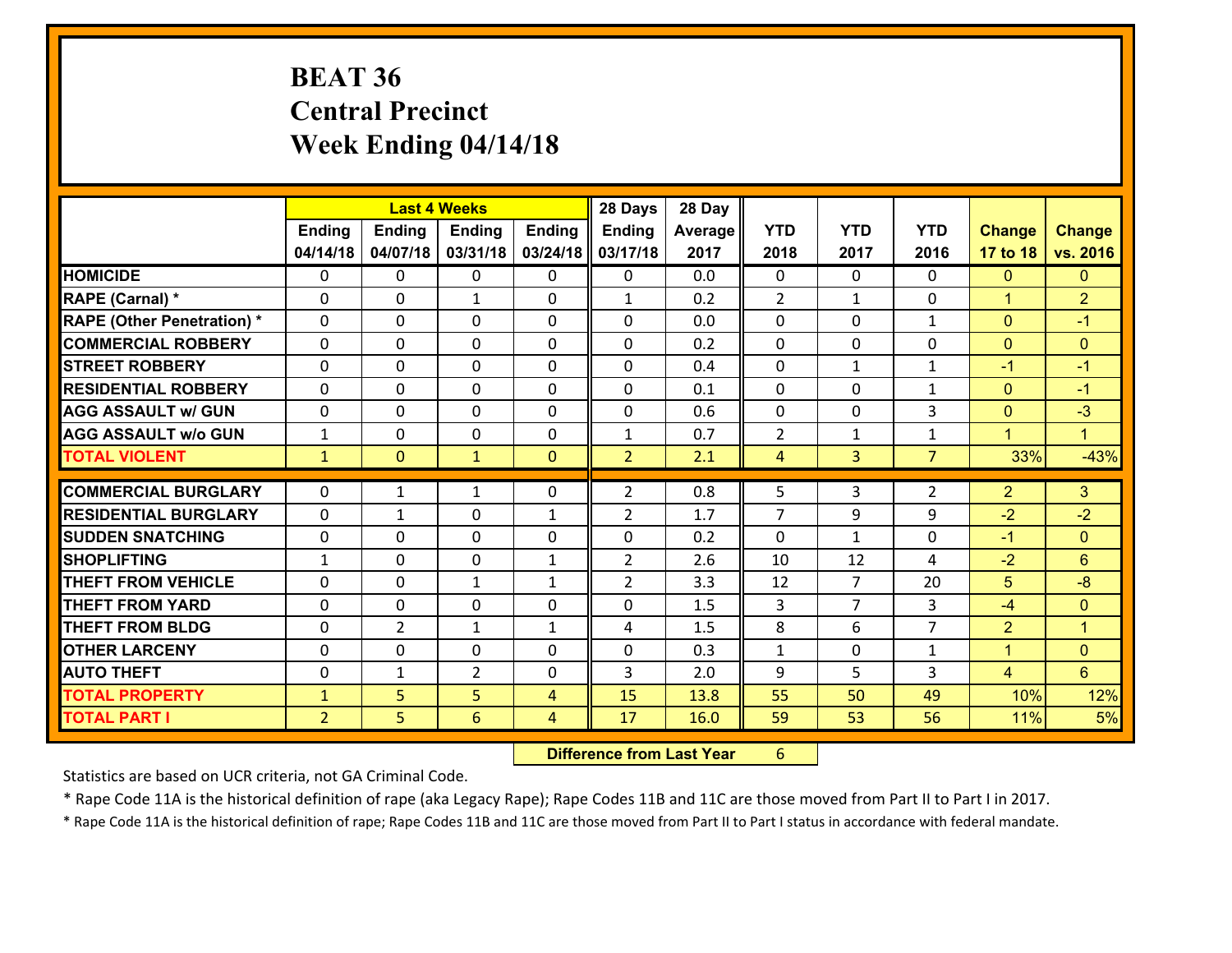# BEAT 36
# Central Precinct
# Week Ending 04/14/18

| | Last 4 Weeks | | | | 28 Days | 28 Day | | | | | |
|---|---|---|---|---|---|---|---|---|---|---|---|
| | Ending 04/14/18 | Ending 04/07/18 | Ending 03/31/18 | Ending 03/24/18 | Ending 03/17/18 | Average 2017 | YTD 2018 | YTD 2017 | YTD 2016 | Change 17 to 18 | Change vs. 2016 |
| HOMICIDE | 0 | 0 | 0 | 0 | 0 | 0.0 | 0 | 0 | 0 | 0 | 0 |
| RAPE (Carnal) * | 0 | 0 | 1 | 0 | 1 | 0.2 | 2 | 1 | 0 | 1 | 2 |
| RAPE (Other Penetration) * | 0 | 0 | 0 | 0 | 0 | 0.0 | 0 | 0 | 1 | 0 | -1 |
| COMMERCIAL ROBBERY | 0 | 0 | 0 | 0 | 0 | 0.2 | 0 | 0 | 0 | 0 | 0 |
| STREET ROBBERY | 0 | 0 | 0 | 0 | 0 | 0.4 | 0 | 1 | 1 | -1 | -1 |
| RESIDENTIAL ROBBERY | 0 | 0 | 0 | 0 | 0 | 0.1 | 0 | 0 | 1 | 0 | -1 |
| AGG ASSAULT w/ GUN | 0 | 0 | 0 | 0 | 0 | 0.6 | 0 | 0 | 3 | 0 | -3 |
| AGG ASSAULT w/o GUN | 1 | 0 | 0 | 0 | 1 | 0.7 | 2 | 1 | 1 | 1 | 1 |
| TOTAL VIOLENT | 1 | 0 | 1 | 0 | 2 | 2.1 | 4 | 3 | 7 | 33% | -43% |
| COMMERCIAL BURGLARY | 0 | 1 | 1 | 0 | 2 | 0.8 | 5 | 3 | 2 | 2 | 3 |
| RESIDENTIAL BURGLARY | 0 | 1 | 0 | 1 | 2 | 1.7 | 7 | 9 | 9 | -2 | -2 |
| SUDDEN SNATCHING | 0 | 0 | 0 | 0 | 0 | 0.2 | 0 | 1 | 0 | -1 | 0 |
| SHOPLIFTING | 1 | 0 | 0 | 1 | 2 | 2.6 | 10 | 12 | 4 | -2 | 6 |
| THEFT FROM VEHICLE | 0 | 0 | 1 | 1 | 2 | 3.3 | 12 | 7 | 20 | 5 | -8 |
| THEFT FROM YARD | 0 | 0 | 0 | 0 | 0 | 1.5 | 3 | 7 | 3 | -4 | 0 |
| THEFT FROM BLDG | 0 | 2 | 1 | 1 | 4 | 1.5 | 8 | 6 | 7 | 2 | 1 |
| OTHER LARCENY | 0 | 0 | 0 | 0 | 0 | 0.3 | 1 | 0 | 1 | 1 | 0 |
| AUTO THEFT | 0 | 1 | 2 | 0 | 3 | 2.0 | 9 | 5 | 3 | 4 | 6 |
| TOTAL PROPERTY | 1 | 5 | 5 | 4 | 15 | 13.8 | 55 | 50 | 49 | 10% | 12% |
| TOTAL PART I | 2 | 5 | 6 | 4 | 17 | 16.0 | 59 | 53 | 56 | 11% | 5% |

**Difference from Last Year** 6

Statistics are based on UCR criteria, not GA Criminal Code.

* Rape Code 11A is the historical definition of rape (aka Legacy Rape); Rape Codes 11B and 11C are those moved from Part II to Part I in 2017.

* Rape Code 11A is the historical definition of rape; Rape Codes 11B and 11C are those moved from Part II to Part I status in accordance with federal mandate.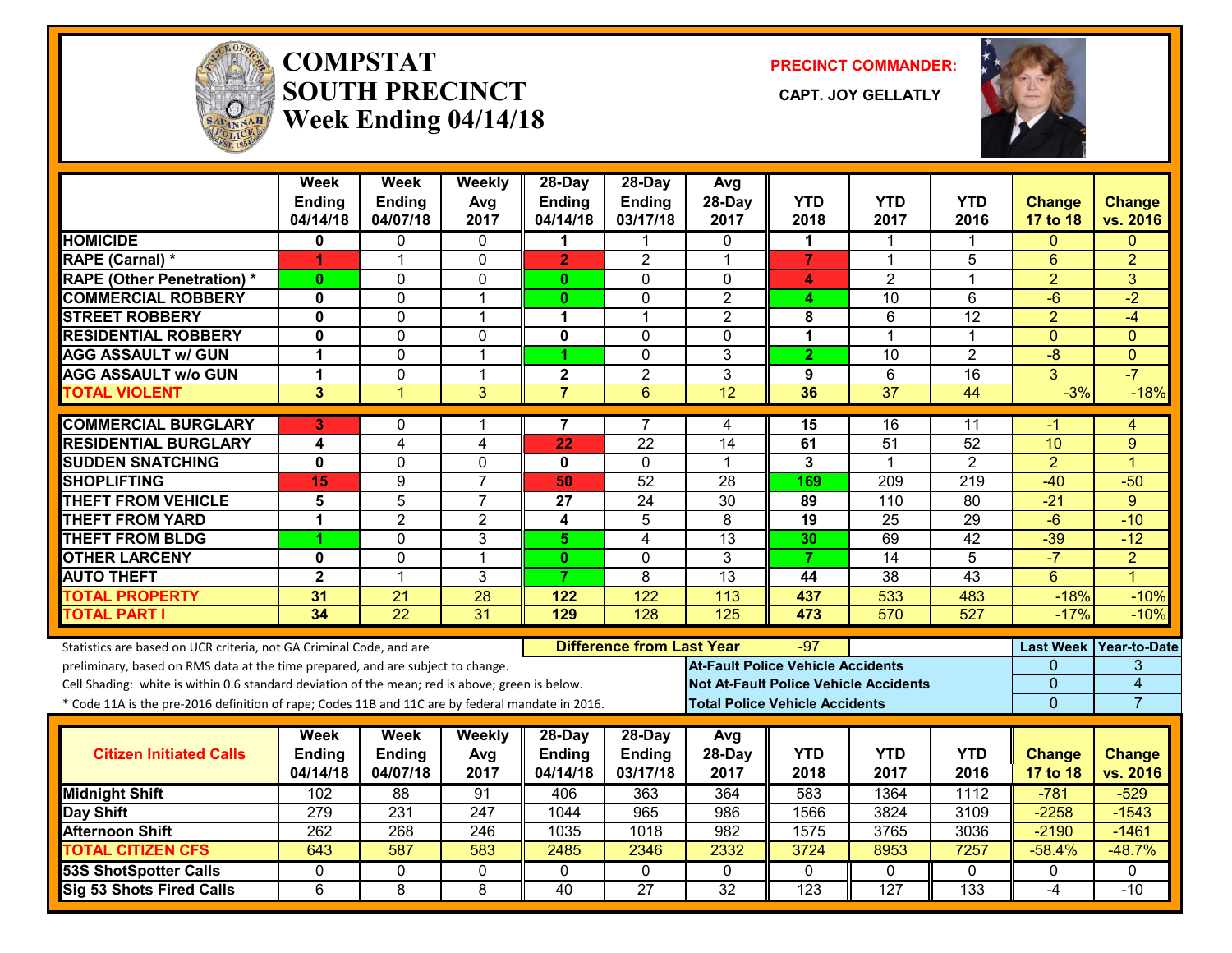# COMPSTAT SOUTH PRECINCT

## Week Ending 04/14/18

**PRECINCT COMMANDER:**

**CAPT. JOY GELLATLY**

| | Week Ending 04/14/18 | Week Ending 04/07/18 | Weekly Avg 2017 | 28-Day Ending 04/14/18 | 28-Day Ending 03/17/18 | Avg 28-Day 2017 | YTD 2018 | YTD 2017 | YTD 2016 | Change 17 to 18 | Change vs. 2016 |
|---|---|---|---|---|---|---|---|---|---|---|---|
| HOMICIDE | 0 | 0 | 0 | 1 | 1 | 0 | 1 | 1 | 1 | 0 | 0 |
| RAPE (Carnal) * | 1 | 1 | 0 | 2 | 2 | 1 | 7 | 1 | 5 | 6 | 2 |
| RAPE (Other Penetration) * | 0 | 0 | 0 | 0 | 0 | 0 | 4 | 2 | 1 | 2 | 3 |
| COMMERCIAL ROBBERY | 0 | 0 | 1 | 0 | 0 | 2 | 4 | 10 | 6 | -6 | -2 |
| STREET ROBBERY | 0 | 0 | 1 | 1 | 1 | 2 | 8 | 6 | 12 | 2 | -4 |
| RESIDENTIAL ROBBERY | 0 | 0 | 0 | 0 | 0 | 0 | 1 | 1 | 1 | 0 | 0 |
| AGG ASSAULT w/ GUN | 1 | 0 | 1 | 1 | 0 | 3 | 2 | 10 | 2 | -8 | 0 |
| AGG ASSAULT w/o GUN | 1 | 0 | 1 | 2 | 2 | 3 | 9 | 6 | 16 | 3 | -7 |
| TOTAL VIOLENT | 3 | 1 | 3 | 7 | 6 | 12 | 36 | 37 | 44 | -3% | -18% |
| COMMERCIAL BURGLARY | 3 | 0 | 1 | 7 | 7 | 4 | 15 | 16 | 11 | -1 | 4 |
| RESIDENTIAL BURGLARY | 4 | 4 | 4 | 22 | 22 | 14 | 61 | 51 | 52 | 10 | 9 |
| SUDDEN SNATCHING | 0 | 0 | 0 | 0 | 0 | 1 | 3 | 1 | 2 | 2 | 1 |
| SHOPLIFTING | 15 | 9 | 7 | 50 | 52 | 28 | 169 | 209 | 219 | -40 | -50 |
| THEFT FROM VEHICLE | 5 | 5 | 7 | 27 | 24 | 30 | 89 | 110 | 80 | -21 | 9 |
| THEFT FROM YARD | 1 | 2 | 2 | 4 | 5 | 8 | 19 | 25 | 29 | -6 | -10 |
| THEFT FROM BLDG | 1 | 0 | 3 | 5 | 4 | 13 | 30 | 69 | 42 | -39 | -12 |
| OTHER LARCENY | 0 | 0 | 1 | 0 | 0 | 3 | 7 | 14 | 5 | -7 | 2 |
| AUTO THEFT | 2 | 1 | 3 | 7 | 8 | 13 | 44 | 38 | 43 | 6 | 1 |
| TOTAL PROPERTY | 31 | 21 | 28 | 122 | 122 | 113 | 437 | 533 | 483 | -18% | -10% |
| TOTAL PART I | 34 | 22 | 31 | 129 | 128 | 125 | 473 | 570 | 527 | -17% | -10% |

Statistics are based on UCR criteria, not GA Criminal Code, and are preliminary, based on RMS data at the time prepared, and are subject to change.

Cell Shading: white is within 0.6 standard deviation of the mean; red is above; green is below.

* Code 11A is the pre-2016 definition of rape; Codes 11B and 11C are by federal mandate in 2016.

**Difference from Last Year:** -97

| | Last Week | Year-to-Date |
|---|---|---|
| At-Fault Police Vehicle Accidents | 0 | 3 |
| Not At-Fault Police Vehicle Accidents | 0 | 4 |
| Total Police Vehicle Accidents | 0 | 7 |

| Citizen Initiated Calls | Week Ending 04/14/18 | Week Ending 04/07/18 | Weekly Avg 2017 | 28-Day Ending 04/14/18 | 28-Day Ending 03/17/18 | Avg 28-Day 2017 | YTD 2018 | YTD 2017 | YTD 2016 | Change 17 to 18 | Change vs. 2016 |
|---|---|---|---|---|---|---|---|---|---|---|---|
| Midnight Shift | 102 | 88 | 91 | 406 | 363 | 364 | 583 | 1364 | 1112 | -781 | -529 |
| Day Shift | 279 | 231 | 247 | 1044 | 965 | 986 | 1566 | 3824 | 3109 | -2258 | -1543 |
| Afternoon Shift | 262 | 268 | 246 | 1035 | 1018 | 982 | 1575 | 3765 | 3036 | -2190 | -1461 |
| TOTAL CITIZEN CFS | 643 | 587 | 583 | 2485 | 2346 | 2332 | 3724 | 8953 | 7257 | -58.4% | -48.7% |
| 53S ShotSpotter Calls | 0 | 0 | 0 | 0 | 0 | 0 | 0 | 0 | 0 | 0 | 0 |
| Sig 53 Shots Fired Calls | 6 | 8 | 8 | 40 | 27 | 32 | 123 | 127 | 133 | -4 | -10 |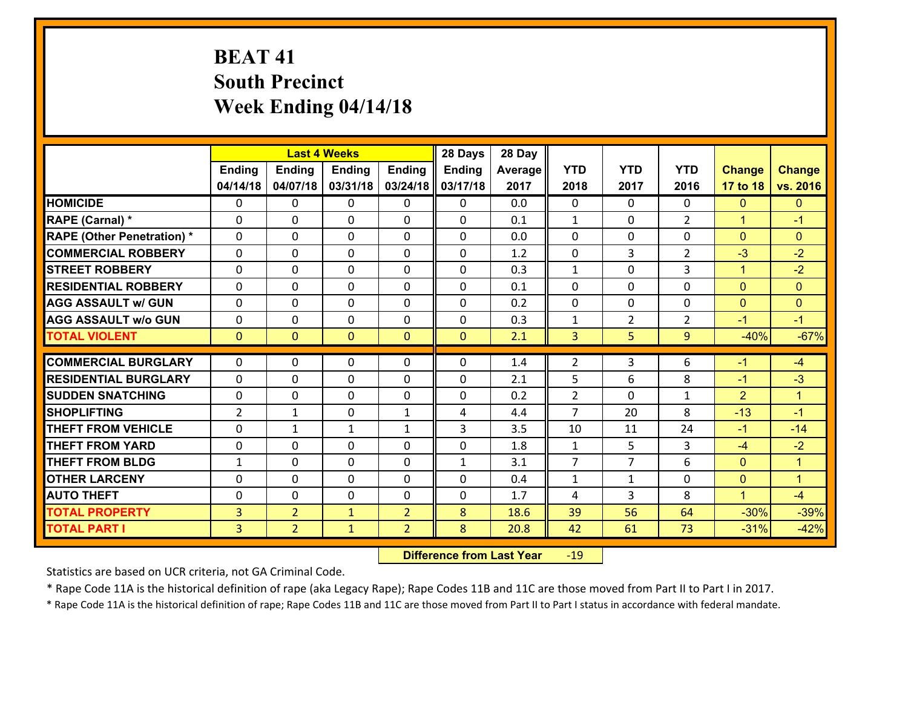# BEAT 41
## South Precinct
## Week Ending 04/14/18

| | Last 4 Weeks | | | | 28 Days | 28 Day | | | | | |
|---|---|---|---|---|---|---|---|---|---|---|---|
| | Ending 04/14/18 | Ending 04/07/18 | Ending 03/31/18 | Ending 03/24/18 | Ending 03/17/18 | Average 2017 | YTD 2018 | YTD 2017 | YTD 2016 | Change 17 to 18 | Change vs. 2016 |
| HOMICIDE | 0 | 0 | 0 | 0 | 0 | 0.0 | 0 | 0 | 0 | 0 | 0 |
| RAPE (Carnal) * | 0 | 0 | 0 | 0 | 0 | 0.1 | 1 | 0 | 2 | 1 | -1 |
| RAPE (Other Penetration) * | 0 | 0 | 0 | 0 | 0 | 0.0 | 0 | 0 | 0 | 0 | 0 |
| COMMERCIAL ROBBERY | 0 | 0 | 0 | 0 | 0 | 1.2 | 0 | 3 | 2 | -3 | -2 |
| STREET ROBBERY | 0 | 0 | 0 | 0 | 0 | 0.3 | 1 | 0 | 3 | 1 | -2 |
| RESIDENTIAL ROBBERY | 0 | 0 | 0 | 0 | 0 | 0.1 | 0 | 0 | 0 | 0 | 0 |
| AGG ASSAULT w/ GUN | 0 | 0 | 0 | 0 | 0 | 0.2 | 0 | 0 | 0 | 0 | 0 |
| AGG ASSAULT w/o GUN | 0 | 0 | 0 | 0 | 0 | 0.3 | 1 | 2 | 2 | -1 | -1 |
| TOTAL VIOLENT | 0 | 0 | 0 | 0 | 0 | 2.1 | 3 | 5 | 9 | -40% | -67% |
| COMMERCIAL BURGLARY | 0 | 0 | 0 | 0 | 0 | 1.4 | 2 | 3 | 6 | -1 | -4 |
| RESIDENTIAL BURGLARY | 0 | 0 | 0 | 0 | 0 | 2.1 | 5 | 6 | 8 | -1 | -3 |
| SUDDEN SNATCHING | 0 | 0 | 0 | 0 | 0 | 0.2 | 2 | 0 | 1 | 2 | 1 |
| SHOPLIFTING | 2 | 1 | 0 | 1 | 4 | 4.4 | 7 | 20 | 8 | -13 | -1 |
| THEFT FROM VEHICLE | 0 | 1 | 1 | 1 | 3 | 3.5 | 10 | 11 | 24 | -1 | -14 |
| THEFT FROM YARD | 0 | 0 | 0 | 0 | 0 | 1.8 | 1 | 5 | 3 | -4 | -2 |
| THEFT FROM BLDG | 1 | 0 | 0 | 0 | 1 | 3.1 | 7 | 7 | 6 | 0 | 1 |
| OTHER LARCENY | 0 | 0 | 0 | 0 | 0 | 0.4 | 1 | 1 | 0 | 0 | 1 |
| AUTO THEFT | 0 | 0 | 0 | 0 | 0 | 1.7 | 4 | 3 | 8 | 1 | -4 |
| TOTAL PROPERTY | 3 | 2 | 1 | 2 | 8 | 18.6 | 39 | 56 | 64 | -30% | -39% |
| TOTAL PART I | 3 | 2 | 1 | 2 | 8 | 20.8 | 42 | 61 | 73 | -31% | -42% |

**Difference from Last Year** -19

Statistics are based on UCR criteria, not GA Criminal Code.

* Rape Code 11A is the historical definition of rape (aka Legacy Rape); Rape Codes 11B and 11C are those moved from Part II to Part I in 2017.

* Rape Code 11A is the historical definition of rape; Rape Codes 11B and 11C are those moved from Part II to Part I status in accordance with federal mandate.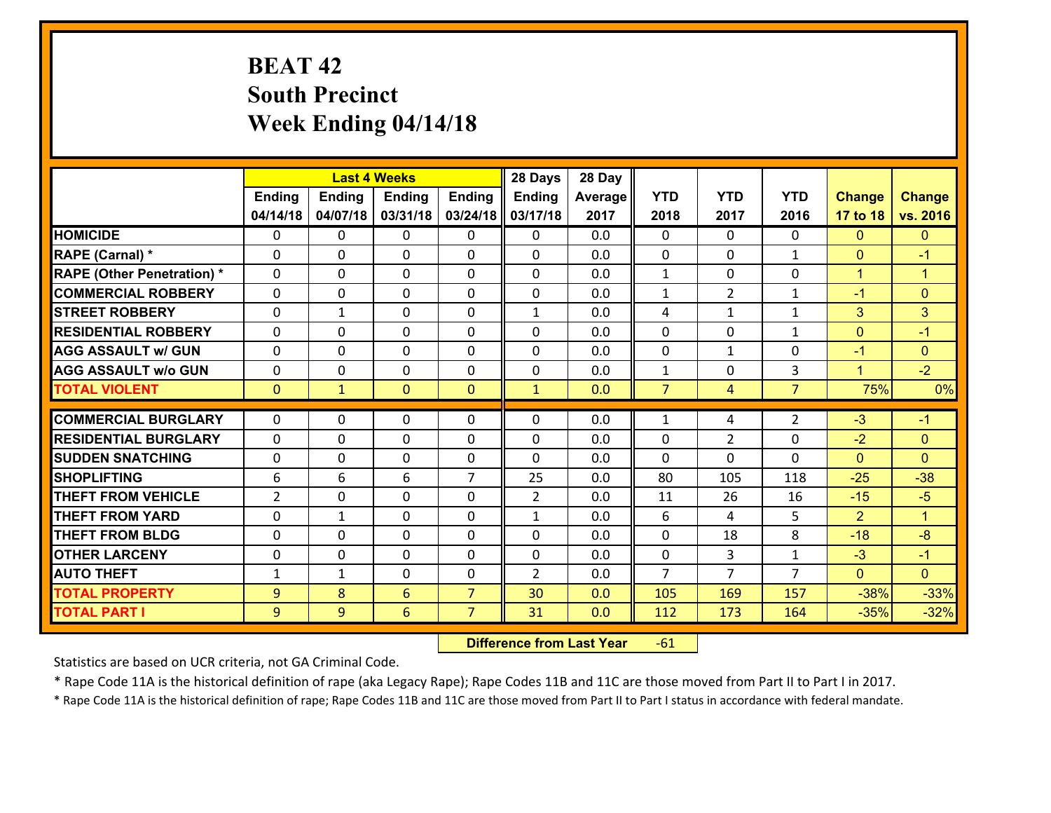# BEAT 42
## South Precinct
## Week Ending 04/14/18

| | Last 4 Weeks | | | | 28 Days | 28 Day | | | | | |
|---|---|---|---|---|---|---|---|---|---|---|---|
| | Ending 04/14/18 | Ending 04/07/18 | Ending 03/31/18 | Ending 03/24/18 | Ending 03/17/18 | Average 2017 | YTD 2018 | YTD 2017 | YTD 2016 | Change 17 to 18 | Change vs. 2016 |
| HOMICIDE | 0 | 0 | 0 | 0 | 0 | 0.0 | 0 | 0 | 0 | 0 | 0 |
| RAPE (Carnal) * | 0 | 0 | 0 | 0 | 0 | 0.0 | 0 | 0 | 1 | 0 | -1 |
| RAPE (Other Penetration) * | 0 | 0 | 0 | 0 | 0 | 0.0 | 1 | 0 | 0 | 1 | 1 |
| COMMERCIAL ROBBERY | 0 | 0 | 0 | 0 | 0 | 0.0 | 1 | 2 | 1 | -1 | 0 |
| STREET ROBBERY | 0 | 1 | 0 | 0 | 1 | 0.0 | 4 | 1 | 1 | 3 | 3 |
| RESIDENTIAL ROBBERY | 0 | 0 | 0 | 0 | 0 | 0.0 | 0 | 0 | 1 | 0 | -1 |
| AGG ASSAULT w/ GUN | 0 | 0 | 0 | 0 | 0 | 0.0 | 0 | 1 | 0 | -1 | 0 |
| AGG ASSAULT w/o GUN | 0 | 0 | 0 | 0 | 0 | 0.0 | 1 | 0 | 3 | 1 | -2 |
| TOTAL VIOLENT | 0 | 1 | 0 | 0 | 1 | 0.0 | 7 | 4 | 7 | 75% | 0% |
| COMMERCIAL BURGLARY | 0 | 0 | 0 | 0 | 0 | 0.0 | 1 | 4 | 2 | -3 | -1 |
| RESIDENTIAL BURGLARY | 0 | 0 | 0 | 0 | 0 | 0.0 | 0 | 2 | 0 | -2 | 0 |
| SUDDEN SNATCHING | 0 | 0 | 0 | 0 | 0 | 0.0 | 0 | 0 | 0 | 0 | 0 |
| SHOPLIFTING | 6 | 6 | 6 | 7 | 25 | 0.0 | 80 | 105 | 118 | -25 | -38 |
| THEFT FROM VEHICLE | 2 | 0 | 0 | 0 | 2 | 0.0 | 11 | 26 | 16 | -15 | -5 |
| THEFT FROM YARD | 0 | 1 | 0 | 0 | 1 | 0.0 | 6 | 4 | 5 | 2 | 1 |
| THEFT FROM BLDG | 0 | 0 | 0 | 0 | 0 | 0.0 | 0 | 18 | 8 | -18 | -8 |
| OTHER LARCENY | 0 | 0 | 0 | 0 | 0 | 0.0 | 0 | 3 | 1 | -3 | -1 |
| AUTO THEFT | 1 | 1 | 0 | 0 | 2 | 0.0 | 7 | 7 | 7 | 0 | 0 |
| TOTAL PROPERTY | 9 | 8 | 6 | 7 | 30 | 0.0 | 105 | 169 | 157 | -38% | -33% |
| TOTAL PART I | 9 | 9 | 6 | 7 | 31 | 0.0 | 112 | 173 | 164 | -35% | -32% |

**Difference from Last Year** -61

Statistics are based on UCR criteria, not GA Criminal Code.

* Rape Code 11A is the historical definition of rape (aka Legacy Rape); Rape Codes 11B and 11C are those moved from Part II to Part I in 2017.

* Rape Code 11A is the historical definition of rape; Rape Codes 11B and 11C are those moved from Part II to Part I status in accordance with federal mandate.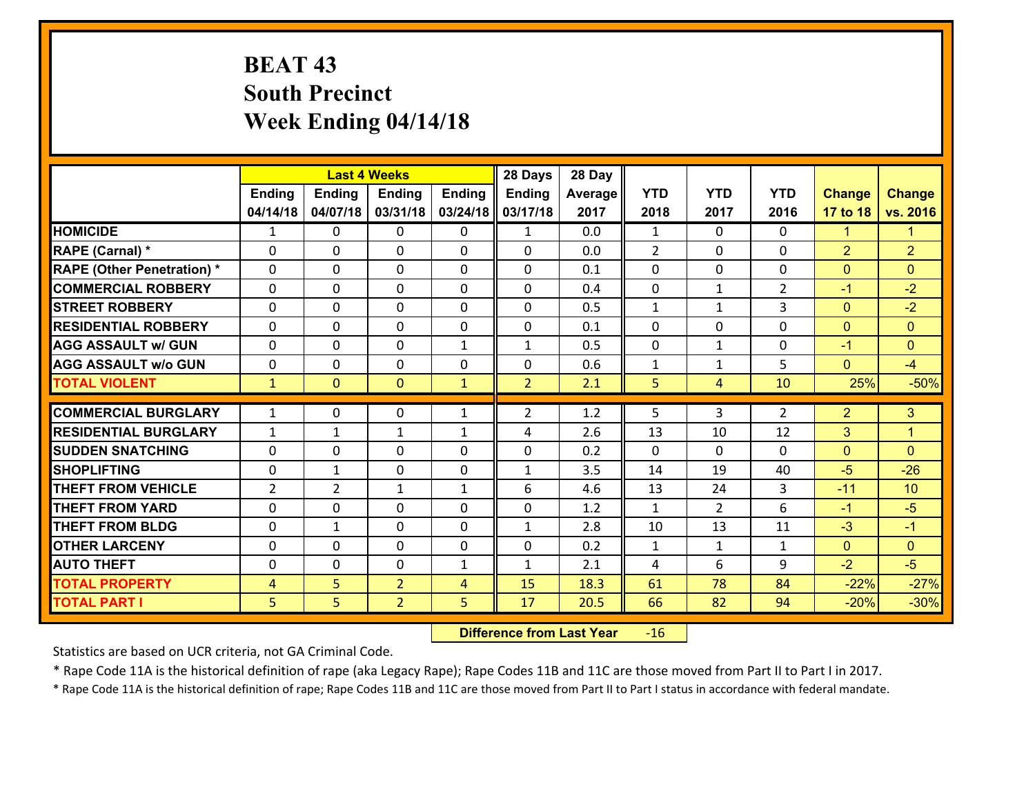# BEAT 43
## South Precinct
## Week Ending 04/14/18

| | Last 4 Weeks | | | | 28 Days | 28 Day | | | | | |
|---|---|---|---|---|---|---|---|---|---|---|---|
| | Ending 04/14/18 | Ending 04/07/18 | Ending 03/31/18 | Ending 03/24/18 | Ending 03/17/18 | Average 2017 | YTD 2018 | YTD 2017 | YTD 2016 | Change 17 to 18 | Change vs. 2016 |
| HOMICIDE | 1 | 0 | 0 | 0 | 1 | 0.0 | 1 | 0 | 0 | 1 | 1 |
| RAPE (Carnal) * | 0 | 0 | 0 | 0 | 0 | 0.0 | 2 | 0 | 0 | 2 | 2 |
| RAPE (Other Penetration) * | 0 | 0 | 0 | 0 | 0 | 0.1 | 0 | 0 | 0 | 0 | 0 |
| COMMERCIAL ROBBERY | 0 | 0 | 0 | 0 | 0 | 0.4 | 0 | 1 | 2 | -1 | -2 |
| STREET ROBBERY | 0 | 0 | 0 | 0 | 0 | 0.5 | 1 | 1 | 3 | 0 | -2 |
| RESIDENTIAL ROBBERY | 0 | 0 | 0 | 0 | 0 | 0.1 | 0 | 0 | 0 | 0 | 0 |
| AGG ASSAULT w/ GUN | 0 | 0 | 0 | 1 | 1 | 0.5 | 0 | 1 | 0 | -1 | 0 |
| AGG ASSAULT w/o GUN | 0 | 0 | 0 | 0 | 0 | 0.6 | 1 | 1 | 5 | 0 | -4 |
| TOTAL VIOLENT | 1 | 0 | 0 | 1 | 2 | 2.1 | 5 | 4 | 10 | 25% | -50% |
| COMMERCIAL BURGLARY | 1 | 0 | 0 | 1 | 2 | 1.2 | 5 | 3 | 2 | 2 | 3 |
| RESIDENTIAL BURGLARY | 1 | 1 | 1 | 1 | 4 | 2.6 | 13 | 10 | 12 | 3 | 1 |
| SUDDEN SNATCHING | 0 | 0 | 0 | 0 | 0 | 0.2 | 0 | 0 | 0 | 0 | 0 |
| SHOPLIFTING | 0 | 1 | 0 | 0 | 1 | 3.5 | 14 | 19 | 40 | -5 | -26 |
| THEFT FROM VEHICLE | 2 | 2 | 1 | 1 | 6 | 4.6 | 13 | 24 | 3 | -11 | 10 |
| THEFT FROM YARD | 0 | 0 | 0 | 0 | 0 | 1.2 | 1 | 2 | 6 | -1 | -5 |
| THEFT FROM BLDG | 0 | 1 | 0 | 0 | 1 | 2.8 | 10 | 13 | 11 | -3 | -1 |
| OTHER LARCENY | 0 | 0 | 0 | 0 | 0 | 0.2 | 1 | 1 | 1 | 0 | 0 |
| AUTO THEFT | 0 | 0 | 0 | 1 | 1 | 2.1 | 4 | 6 | 9 | -2 | -5 |
| TOTAL PROPERTY | 4 | 5 | 2 | 4 | 15 | 18.3 | 61 | 78 | 84 | -22% | -27% |
| TOTAL PART I | 5 | 5 | 2 | 5 | 17 | 20.5 | 66 | 82 | 94 | -20% | -30% |

**Difference from Last Year** -16

Statistics are based on UCR criteria, not GA Criminal Code.

* Rape Code 11A is the historical definition of rape (aka Legacy Rape); Rape Codes 11B and 11C are those moved from Part II to Part I in 2017.

* Rape Code 11A is the historical definition of rape; Rape Codes 11B and 11C are those moved from Part II to Part I status in accordance with federal mandate.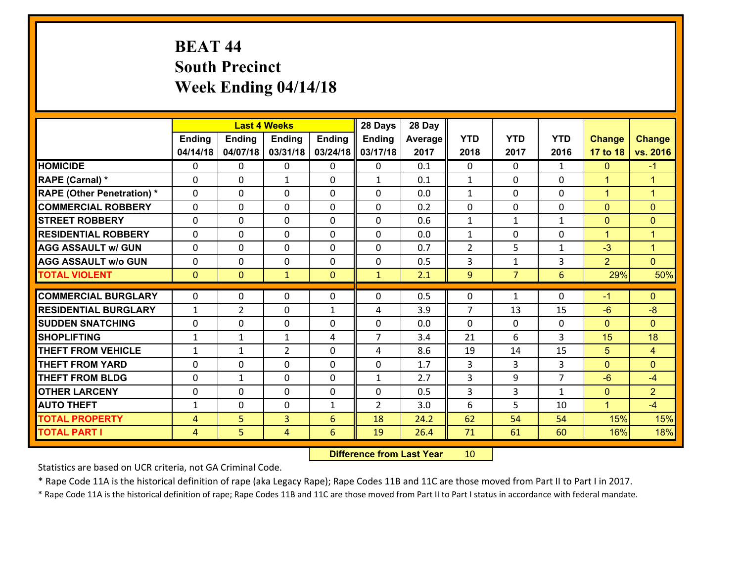# BEAT 44
## South Precinct
## Week Ending 04/14/18

| | Last 4 Weeks | | | | 28 Days | 28 Day | | | | | |
|---|---|---|---|---|---|---|---|---|---|---|---|
| | Ending 04/14/18 | Ending 04/07/18 | Ending 03/31/18 | Ending 03/24/18 | Ending 03/17/18 | Average 2017 | YTD 2018 | YTD 2017 | YTD 2016 | Change 17 to 18 | Change vs. 2016 |
| **HOMICIDE** | 0 | 0 | 0 | 0 | 0 | 0.1 | 0 | 0 | 1 | 0 | -1 |
| **RAPE (Carnal) *** | 0 | 0 | 1 | 0 | 1 | 0.1 | 1 | 0 | 0 | 1 | 1 |
| **RAPE (Other Penetration) *** | 0 | 0 | 0 | 0 | 0 | 0.0 | 1 | 0 | 0 | 1 | 1 |
| **COMMERCIAL ROBBERY** | 0 | 0 | 0 | 0 | 0 | 0.2 | 0 | 0 | 0 | 0 | 0 |
| **STREET ROBBERY** | 0 | 0 | 0 | 0 | 0 | 0.6 | 1 | 1 | 1 | 0 | 0 |
| **RESIDENTIAL ROBBERY** | 0 | 0 | 0 | 0 | 0 | 0.0 | 1 | 0 | 0 | 1 | 1 |
| **AGG ASSAULT w/ GUN** | 0 | 0 | 0 | 0 | 0 | 0.7 | 2 | 5 | 1 | -3 | 1 |
| **AGG ASSAULT w/o GUN** | 0 | 0 | 0 | 0 | 0 | 0.5 | 3 | 1 | 3 | 2 | 0 |
| **TOTAL VIOLENT** | 0 | 0 | 1 | 0 | 1 | 2.1 | 9 | 7 | 6 | 29% | 50% |
| **COMMERCIAL BURGLARY** | 0 | 0 | 0 | 0 | 0 | 0.5 | 0 | 1 | 0 | -1 | 0 |
| **RESIDENTIAL BURGLARY** | 1 | 2 | 0 | 1 | 4 | 3.9 | 7 | 13 | 15 | -6 | -8 |
| **SUDDEN SNATCHING** | 0 | 0 | 0 | 0 | 0 | 0.0 | 0 | 0 | 0 | 0 | 0 |
| **SHOPLIFTING** | 1 | 1 | 1 | 4 | 7 | 3.4 | 21 | 6 | 3 | 15 | 18 |
| **THEFT FROM VEHICLE** | 1 | 1 | 2 | 0 | 4 | 8.6 | 19 | 14 | 15 | 5 | 4 |
| **THEFT FROM YARD** | 0 | 0 | 0 | 0 | 0 | 1.7 | 3 | 3 | 3 | 0 | 0 |
| **THEFT FROM BLDG** | 0 | 1 | 0 | 0 | 1 | 2.7 | 3 | 9 | 7 | -6 | -4 |
| **OTHER LARCENY** | 0 | 0 | 0 | 0 | 0 | 0.5 | 3 | 3 | 1 | 0 | 2 |
| **AUTO THEFT** | 1 | 0 | 0 | 1 | 2 | 3.0 | 6 | 5 | 10 | 1 | -4 |
| **TOTAL PROPERTY** | 4 | 5 | 3 | 6 | 18 | 24.2 | 62 | 54 | 54 | 15% | 15% |
| **TOTAL PART I** | 4 | 5 | 4 | 6 | 19 | 26.4 | 71 | 61 | 60 | 16% | 18% |

**Difference from Last Year** 10

Statistics are based on UCR criteria, not GA Criminal Code.

* Rape Code 11A is the historical definition of rape (aka Legacy Rape); Rape Codes 11B and 11C are those moved from Part II to Part I in 2017.

* Rape Code 11A is the historical definition of rape; Rape Codes 11B and 11C are those moved from Part II to Part I status in accordance with federal mandate.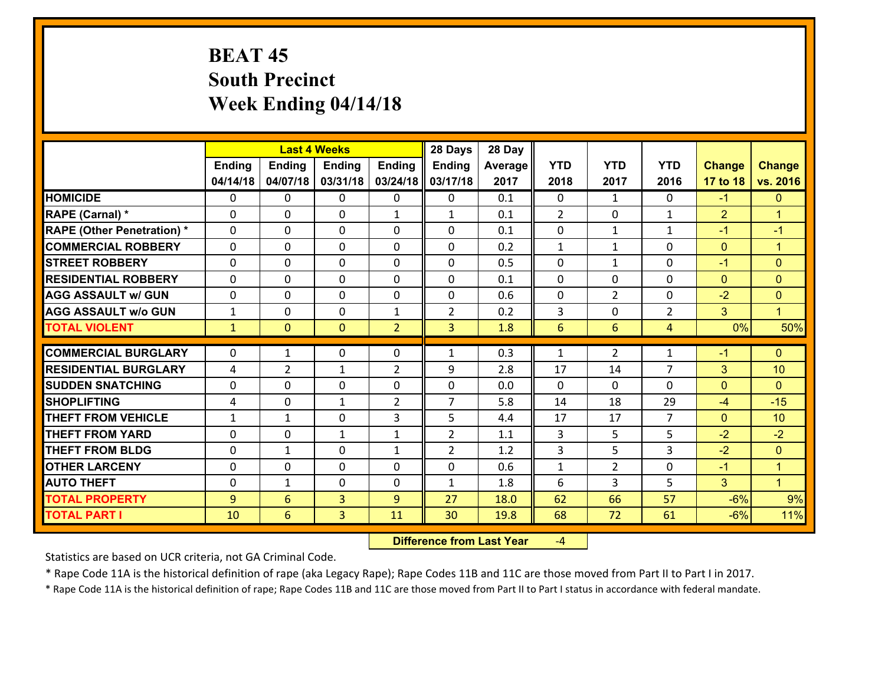# BEAT 45
## South Precinct
## Week Ending 04/14/18

| | Last 4 Weeks | | | | 28 Days | 28 Day | | | | | |
|---|---|---|---|---|---|---|---|---|---|---|---|
| | Ending 04/14/18 | Ending 04/07/18 | Ending 03/31/18 | Ending 03/24/18 | Ending 03/17/18 | Average 2017 | YTD 2018 | YTD 2017 | YTD 2016 | Change 17 to 18 | Change vs. 2016 |
| HOMICIDE | 0 | 0 | 0 | 0 | 0 | 0.1 | 0 | 1 | 0 | -1 | 0 |
| RAPE (Carnal) * | 0 | 0 | 0 | 1 | 1 | 0.1 | 2 | 0 | 1 | 2 | 1 |
| RAPE (Other Penetration) * | 0 | 0 | 0 | 0 | 0 | 0.1 | 0 | 1 | 1 | -1 | -1 |
| COMMERCIAL ROBBERY | 0 | 0 | 0 | 0 | 0 | 0.2 | 1 | 1 | 0 | 0 | 1 |
| STREET ROBBERY | 0 | 0 | 0 | 0 | 0 | 0.5 | 0 | 1 | 0 | -1 | 0 |
| RESIDENTIAL ROBBERY | 0 | 0 | 0 | 0 | 0 | 0.1 | 0 | 0 | 0 | 0 | 0 |
| AGG ASSAULT w/ GUN | 0 | 0 | 0 | 0 | 0 | 0.6 | 0 | 2 | 0 | -2 | 0 |
| AGG ASSAULT w/o GUN | 1 | 0 | 0 | 1 | 2 | 0.2 | 3 | 0 | 2 | 3 | 1 |
| TOTAL VIOLENT | 1 | 0 | 0 | 2 | 3 | 1.8 | 6 | 6 | 4 | 0% | 50% |
| COMMERCIAL BURGLARY | 0 | 1 | 0 | 0 | 1 | 0.3 | 1 | 2 | 1 | -1 | 0 |
| RESIDENTIAL BURGLARY | 4 | 2 | 1 | 2 | 9 | 2.8 | 17 | 14 | 7 | 3 | 10 |
| SUDDEN SNATCHING | 0 | 0 | 0 | 0 | 0 | 0.0 | 0 | 0 | 0 | 0 | 0 |
| SHOPLIFTING | 4 | 0 | 1 | 2 | 7 | 5.8 | 14 | 18 | 29 | -4 | -15 |
| THEFT FROM VEHICLE | 1 | 1 | 0 | 3 | 5 | 4.4 | 17 | 17 | 7 | 0 | 10 |
| THEFT FROM YARD | 0 | 0 | 1 | 1 | 2 | 1.1 | 3 | 5 | 5 | -2 | -2 |
| THEFT FROM BLDG | 0 | 1 | 0 | 1 | 2 | 1.2 | 3 | 5 | 3 | -2 | 0 |
| OTHER LARCENY | 0 | 0 | 0 | 0 | 0 | 0.6 | 1 | 2 | 0 | -1 | 1 |
| AUTO THEFT | 0 | 1 | 0 | 0 | 1 | 1.8 | 6 | 3 | 5 | 3 | 1 |
| TOTAL PROPERTY | 9 | 6 | 3 | 9 | 27 | 18.0 | 62 | 66 | 57 | -6% | 9% |
| TOTAL PART I | 10 | 6 | 3 | 11 | 30 | 19.8 | 68 | 72 | 61 | -6% | 11% |

**Difference from Last Year** -4

Statistics are based on UCR criteria, not GA Criminal Code.

* Rape Code 11A is the historical definition of rape (aka Legacy Rape); Rape Codes 11B and 11C are those moved from Part II to Part I in 2017.

* Rape Code 11A is the historical definition of rape; Rape Codes 11B and 11C are those moved from Part II to Part I status in accordance with federal mandate.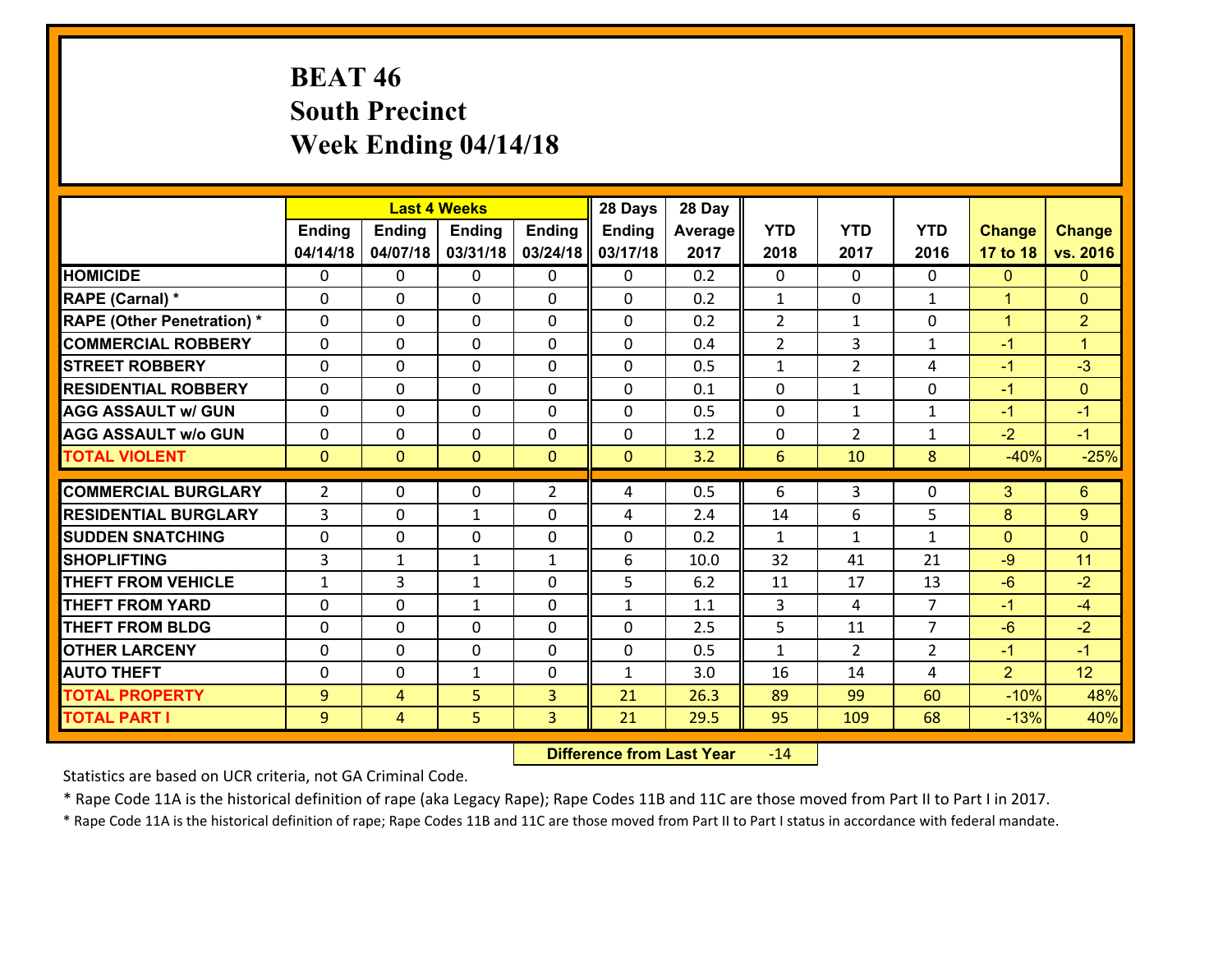# BEAT 46
## South Precinct
## Week Ending 04/14/18

| | Last 4 Weeks | | | | 28 Days | 28 Day | | | | | |
|---|---|---|---|---|---|---|---|---|---|---|---|
| | Ending 04/14/18 | Ending 04/07/18 | Ending 03/31/18 | Ending 03/24/18 | Ending 03/17/18 | Average 2017 | YTD 2018 | YTD 2017 | YTD 2016 | Change 17 to 18 | Change vs. 2016 |
| HOMICIDE | 0 | 0 | 0 | 0 | 0 | 0.2 | 0 | 0 | 0 | 0 | 0 |
| RAPE (Carnal) * | 0 | 0 | 0 | 0 | 0 | 0.2 | 1 | 0 | 1 | 1 | 0 |
| RAPE (Other Penetration) * | 0 | 0 | 0 | 0 | 0 | 0.2 | 2 | 1 | 0 | 1 | 2 |
| COMMERCIAL ROBBERY | 0 | 0 | 0 | 0 | 0 | 0.4 | 2 | 3 | 1 | -1 | 1 |
| STREET ROBBERY | 0 | 0 | 0 | 0 | 0 | 0.5 | 1 | 2 | 4 | -1 | -3 |
| RESIDENTIAL ROBBERY | 0 | 0 | 0 | 0 | 0 | 0.1 | 0 | 1 | 0 | -1 | 0 |
| AGG ASSAULT w/ GUN | 0 | 0 | 0 | 0 | 0 | 0.5 | 0 | 1 | 1 | -1 | -1 |
| AGG ASSAULT w/o GUN | 0 | 0 | 0 | 0 | 0 | 1.2 | 0 | 2 | 1 | -2 | -1 |
| TOTAL VIOLENT | 0 | 0 | 0 | 0 | 0 | 3.2 | 6 | 10 | 8 | -40% | -25% |
| COMMERCIAL BURGLARY | 2 | 0 | 0 | 2 | 4 | 0.5 | 6 | 3 | 0 | 3 | 6 |
| RESIDENTIAL BURGLARY | 3 | 0 | 1 | 0 | 4 | 2.4 | 14 | 6 | 5 | 8 | 9 |
| SUDDEN SNATCHING | 0 | 0 | 0 | 0 | 0 | 0.2 | 1 | 1 | 1 | 0 | 0 |
| SHOPLIFTING | 3 | 1 | 1 | 1 | 6 | 10.0 | 32 | 41 | 21 | -9 | 11 |
| THEFT FROM VEHICLE | 1 | 3 | 1 | 0 | 5 | 6.2 | 11 | 17 | 13 | -6 | -2 |
| THEFT FROM YARD | 0 | 0 | 1 | 0 | 1 | 1.1 | 3 | 4 | 7 | -1 | -4 |
| THEFT FROM BLDG | 0 | 0 | 0 | 0 | 0 | 2.5 | 5 | 11 | 7 | -6 | -2 |
| OTHER LARCENY | 0 | 0 | 0 | 0 | 0 | 0.5 | 1 | 2 | 2 | -1 | -1 |
| AUTO THEFT | 0 | 0 | 1 | 0 | 1 | 3.0 | 16 | 14 | 4 | 2 | 12 |
| TOTAL PROPERTY | 9 | 4 | 5 | 3 | 21 | 26.3 | 89 | 99 | 60 | -10% | 48% |
| TOTAL PART I | 9 | 4 | 5 | 3 | 21 | 29.5 | 95 | 109 | 68 | -13% | 40% |

**Difference from Last Year** -14

Statistics are based on UCR criteria, not GA Criminal Code.

* Rape Code 11A is the historical definition of rape (aka Legacy Rape); Rape Codes 11B and 11C are those moved from Part II to Part I in 2017.

* Rape Code 11A is the historical definition of rape; Rape Codes 11B and 11C are those moved from Part II to Part I status in accordance with federal mandate.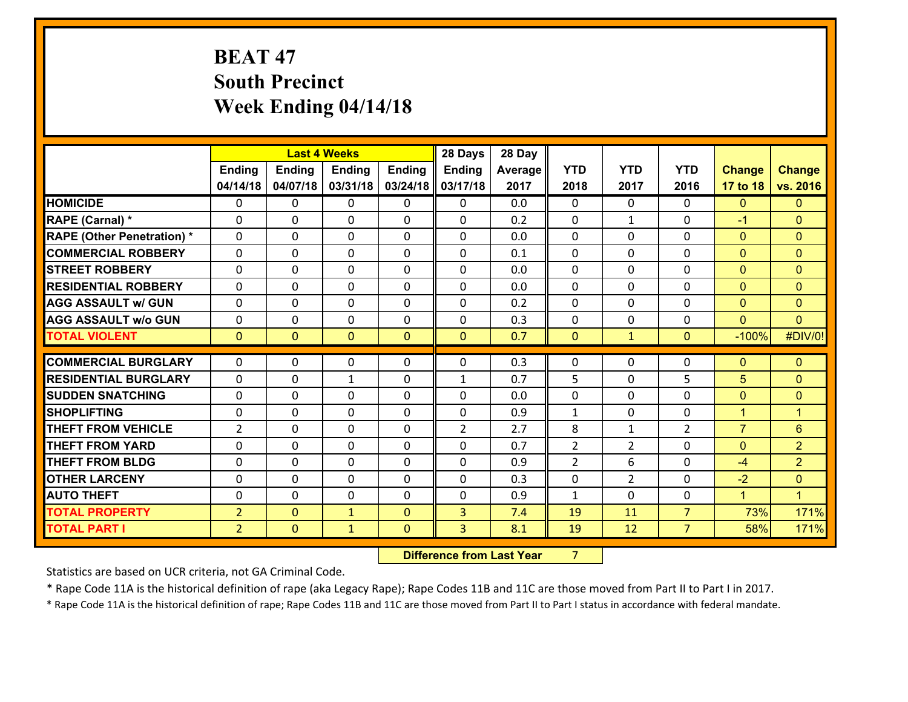# BEAT 47
## South Precinct
## Week Ending 04/14/18

| | Last 4 Weeks | | | | 28 Days | 28 Day | | | | | |
|---|---|---|---|---|---|---|---|---|---|---|---|
| | Ending 04/14/18 | Ending 04/07/18 | Ending 03/31/18 | Ending 03/24/18 | Ending 03/17/18 | Average 2017 | YTD 2018 | YTD 2017 | YTD 2016 | Change 17 to 18 | Change vs. 2016 |
| HOMICIDE | 0 | 0 | 0 | 0 | 0 | 0.0 | 0 | 0 | 0 | 0 | 0 |
| RAPE (Carnal) * | 0 | 0 | 0 | 0 | 0 | 0.2 | 0 | 1 | 0 | -1 | 0 |
| RAPE (Other Penetration) * | 0 | 0 | 0 | 0 | 0 | 0.0 | 0 | 0 | 0 | 0 | 0 |
| COMMERCIAL ROBBERY | 0 | 0 | 0 | 0 | 0 | 0.1 | 0 | 0 | 0 | 0 | 0 |
| STREET ROBBERY | 0 | 0 | 0 | 0 | 0 | 0.0 | 0 | 0 | 0 | 0 | 0 |
| RESIDENTIAL ROBBERY | 0 | 0 | 0 | 0 | 0 | 0.0 | 0 | 0 | 0 | 0 | 0 |
| AGG ASSAULT w/ GUN | 0 | 0 | 0 | 0 | 0 | 0.2 | 0 | 0 | 0 | 0 | 0 |
| AGG ASSAULT w/o GUN | 0 | 0 | 0 | 0 | 0 | 0.3 | 0 | 0 | 0 | 0 | 0 |
| TOTAL VIOLENT | 0 | 0 | 0 | 0 | 0 | 0.7 | 0 | 1 | 0 | -100% | #DIV/0! |
| COMMERCIAL BURGLARY | 0 | 0 | 0 | 0 | 0 | 0.3 | 0 | 0 | 0 | 0 | 0 |
| RESIDENTIAL BURGLARY | 0 | 0 | 1 | 0 | 1 | 0.7 | 5 | 0 | 5 | 5 | 0 |
| SUDDEN SNATCHING | 0 | 0 | 0 | 0 | 0 | 0.0 | 0 | 0 | 0 | 0 | 0 |
| SHOPLIFTING | 0 | 0 | 0 | 0 | 0 | 0.9 | 1 | 0 | 0 | 1 | 1 |
| THEFT FROM VEHICLE | 2 | 0 | 0 | 0 | 2 | 2.7 | 8 | 1 | 2 | 7 | 6 |
| THEFT FROM YARD | 0 | 0 | 0 | 0 | 0 | 0.7 | 2 | 2 | 0 | 0 | 2 |
| THEFT FROM BLDG | 0 | 0 | 0 | 0 | 0 | 0.9 | 2 | 6 | 0 | -4 | 2 |
| OTHER LARCENY | 0 | 0 | 0 | 0 | 0 | 0.3 | 0 | 2 | 0 | -2 | 0 |
| AUTO THEFT | 0 | 0 | 0 | 0 | 0 | 0.9 | 1 | 0 | 0 | 1 | 1 |
| TOTAL PROPERTY | 2 | 0 | 1 | 0 | 3 | 7.4 | 19 | 11 | 7 | 73% | 171% |
| TOTAL PART I | 2 | 0 | 1 | 0 | 3 | 8.1 | 19 | 12 | 7 | 58% | 171% |

**Difference from Last Year** 7

Statistics are based on UCR criteria, not GA Criminal Code.

* Rape Code 11A is the historical definition of rape (aka Legacy Rape); Rape Codes 11B and 11C are those moved from Part II to Part I in 2017.

* Rape Code 11A is the historical definition of rape; Rape Codes 11B and 11C are those moved from Part II to Part I status in accordance with federal mandate.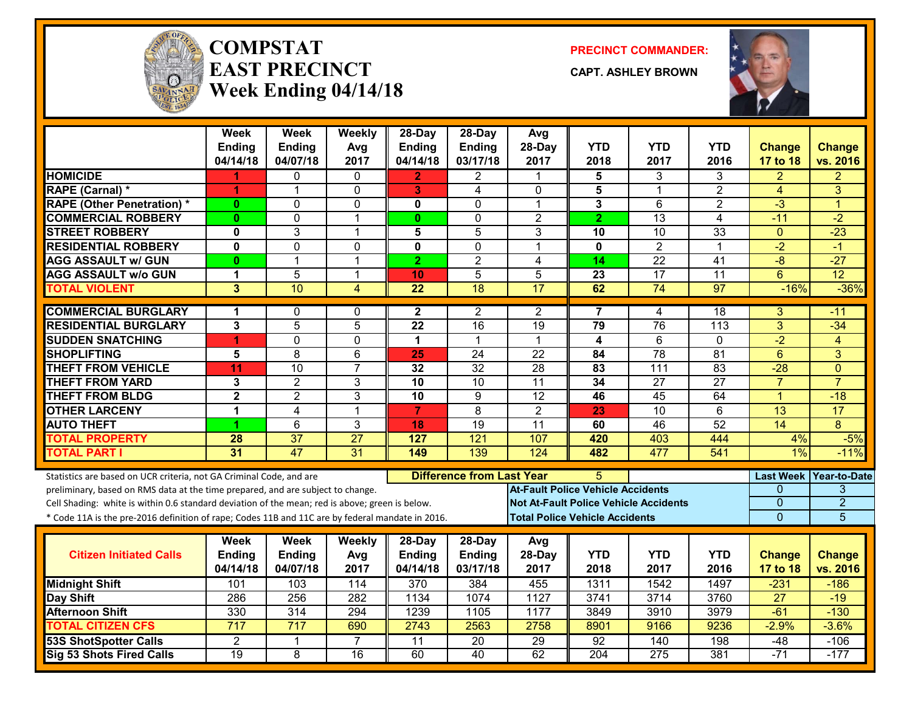# COMPSTAT
# EAST PRECINCT
## Week Ending 04/14/18

**PRECINCT COMMANDER:**

**CAPT. ASHLEY BROWN**

| | Week Ending 04/14/18 | Week Ending 04/07/18 | Weekly Avg 2017 | 28-Day Ending 04/14/18 | 28-Day Ending 03/17/18 | Avg 28-Day 2017 | YTD 2018 | YTD 2017 | YTD 2016 | Change 17 to 18 | Change vs. 2016 |
|---|---|---|---|---|---|---|---|---|---|---|---|
| HOMICIDE | 1 | 0 | 0 | 2 | 2 | 1 | 5 | 3 | 3 | 2 | 2 |
| RAPE (Carnal) * | 1 | 1 | 0 | 3 | 4 | 0 | 5 | 1 | 2 | 4 | 3 |
| RAPE (Other Penetration) * | 0 | 0 | 0 | 0 | 0 | 1 | 3 | 6 | 2 | -3 | 1 |
| COMMERCIAL ROBBERY | 0 | 0 | 1 | 0 | 0 | 2 | 2 | 13 | 4 | -11 | -2 |
| STREET ROBBERY | 0 | 3 | 1 | 5 | 5 | 3 | 10 | 10 | 33 | 0 | -23 |
| RESIDENTIAL ROBBERY | 0 | 0 | 0 | 0 | 0 | 1 | 0 | 2 | 1 | -2 | -1 |
| AGG ASSAULT w/ GUN | 0 | 1 | 1 | 2 | 2 | 4 | 14 | 22 | 41 | -8 | -27 |
| AGG ASSAULT w/o GUN | 1 | 5 | 1 | 10 | 5 | 5 | 23 | 17 | 11 | 6 | 12 |
| TOTAL VIOLENT | 3 | 10 | 4 | 22 | 18 | 17 | 62 | 74 | 97 | -16% | -36% |
| COMMERCIAL BURGLARY | 1 | 0 | 0 | 2 | 2 | 2 | 7 | 4 | 18 | 3 | -11 |
| RESIDENTIAL BURGLARY | 3 | 5 | 5 | 22 | 16 | 19 | 79 | 76 | 113 | 3 | -34 |
| SUDDEN SNATCHING | 1 | 0 | 0 | 1 | 1 | 1 | 4 | 6 | 0 | -2 | 4 |
| SHOPLIFTING | 5 | 8 | 6 | 25 | 24 | 22 | 84 | 78 | 81 | 6 | 3 |
| THEFT FROM VEHICLE | 11 | 10 | 7 | 32 | 32 | 28 | 83 | 111 | 83 | -28 | 0 |
| THEFT FROM YARD | 3 | 2 | 3 | 10 | 10 | 11 | 34 | 27 | 27 | 7 | 7 |
| THEFT FROM BLDG | 2 | 2 | 3 | 10 | 9 | 12 | 46 | 45 | 64 | 1 | -18 |
| OTHER LARCENY | 1 | 4 | 1 | 7 | 8 | 2 | 23 | 10 | 6 | 13 | 17 |
| AUTO THEFT | 1 | 6 | 3 | 18 | 19 | 11 | 60 | 46 | 52 | 14 | 8 |
| TOTAL PROPERTY | 28 | 37 | 27 | 127 | 121 | 107 | 420 | 403 | 444 | 4% | -5% |
| TOTAL PART I | 31 | 47 | 31 | 149 | 139 | 124 | 482 | 477 | 541 | 1% | -11% |

Statistics are based on UCR criteria, not GA Criminal Code, and are preliminary, based on RMS data at the time prepared, and are subject to change.

Cell Shading: white is within 0.6 standard deviation of the mean; red is above; green is below.

* Code 11A is the pre-2016 definition of rape; Codes 11B and 11C are by federal mandate in 2016.

**Difference from Last Year:** 5

| | Last Week | Year-to-Date |
|---|---|---|
| At-Fault Police Vehicle Accidents | 0 | 3 |
| Not At-Fault Police Vehicle Accidents | 0 | 2 |
| Total Police Vehicle Accidents | 0 | 5 |

| Citizen Initiated Calls | Week Ending 04/14/18 | Week Ending 04/07/18 | Weekly Avg 2017 | 28-Day Ending 04/14/18 | 28-Day Ending 03/17/18 | Avg 28-Day 2017 | YTD 2018 | YTD 2017 | YTD 2016 | Change 17 to 18 | Change vs. 2016 |
|---|---|---|---|---|---|---|---|---|---|---|---|
| Midnight Shift | 101 | 103 | 114 | 370 | 384 | 455 | 1311 | 1542 | 1497 | -231 | -186 |
| Day Shift | 286 | 256 | 282 | 1134 | 1074 | 1127 | 3741 | 3714 | 3760 | 27 | -19 |
| Afternoon Shift | 330 | 314 | 294 | 1239 | 1105 | 1177 | 3849 | 3910 | 3979 | -61 | -130 |
| TOTAL CITIZEN CFS | 717 | 717 | 690 | 2743 | 2563 | 2758 | 8901 | 9166 | 9236 | -2.9% | -3.6% |
| 53S ShotSpotter Calls | 2 | 1 | 7 | 11 | 20 | 29 | 92 | 140 | 198 | -48 | -106 |
| Sig 53 Shots Fired Calls | 19 | 8 | 16 | 60 | 40 | 62 | 204 | 275 | 381 | -71 | -177 |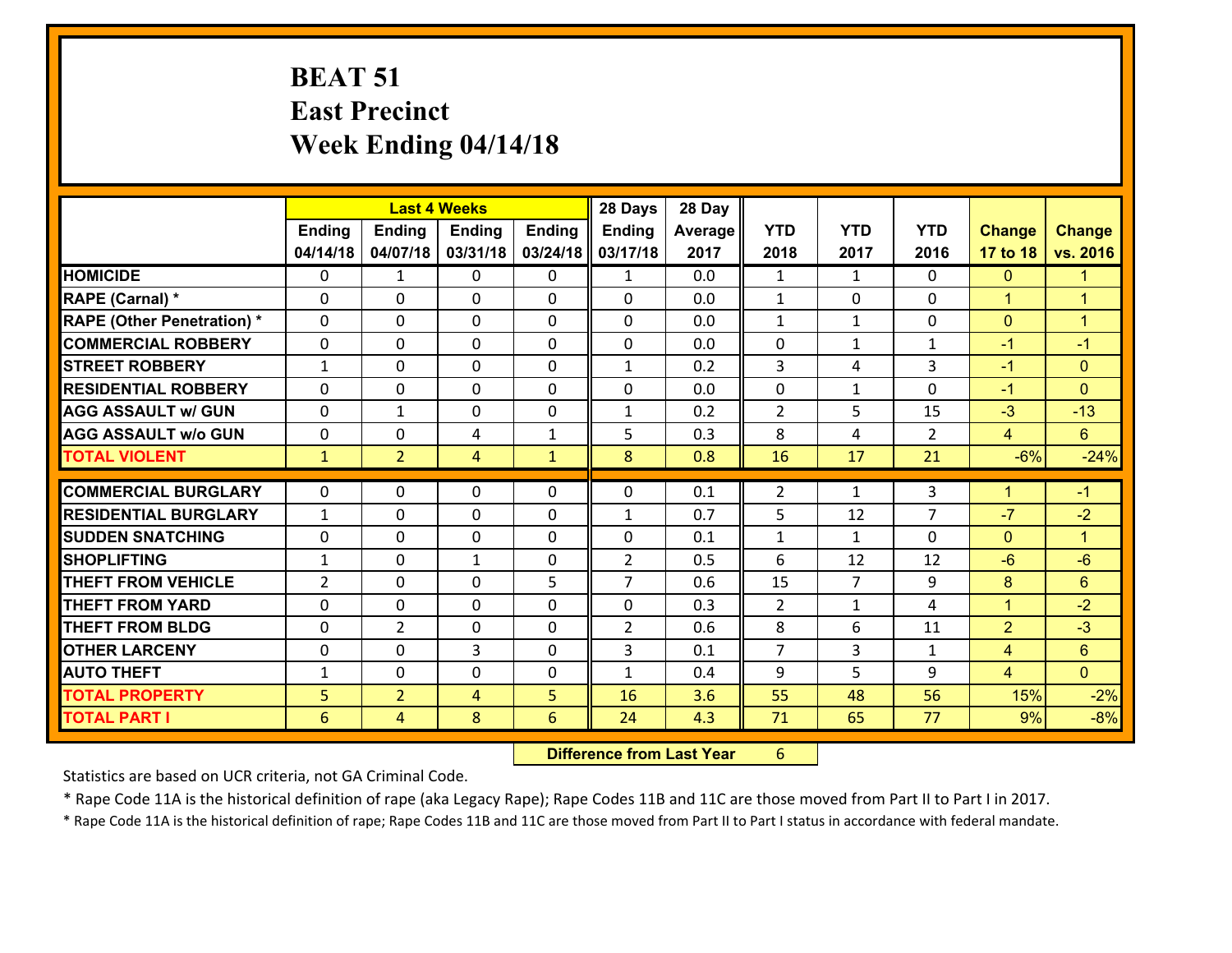# BEAT 51
## East Precinct
## Week Ending 04/14/18

| | Last 4 Weeks | | | | 28 Days | 28 Day | | | | | |
|---|---|---|---|---|---|---|---|---|---|---|---|
| | Ending 04/14/18 | Ending 04/07/18 | Ending 03/31/18 | Ending 03/24/18 | Ending 03/17/18 | Average 2017 | YTD 2018 | YTD 2017 | YTD 2016 | Change 17 to 18 | Change vs. 2016 |
| **HOMICIDE** | 0 | 1 | 0 | 0 | 1 | 0.0 | 1 | 1 | 0 | 0 | 1 |
| **RAPE (Carnal) *** | 0 | 0 | 0 | 0 | 0 | 0.0 | 1 | 0 | 0 | 1 | 1 |
| **RAPE (Other Penetration) *** | 0 | 0 | 0 | 0 | 0 | 0.0 | 1 | 1 | 0 | 0 | 1 |
| **COMMERCIAL ROBBERY** | 0 | 0 | 0 | 0 | 0 | 0.0 | 0 | 1 | 1 | -1 | -1 |
| **STREET ROBBERY** | 1 | 0 | 0 | 0 | 1 | 0.2 | 3 | 4 | 3 | -1 | 0 |
| **RESIDENTIAL ROBBERY** | 0 | 0 | 0 | 0 | 0 | 0.0 | 0 | 1 | 0 | -1 | 0 |
| **AGG ASSAULT w/ GUN** | 0 | 1 | 0 | 0 | 1 | 0.2 | 2 | 5 | 15 | -3 | -13 |
| **AGG ASSAULT w/o GUN** | 0 | 0 | 4 | 1 | 5 | 0.3 | 8 | 4 | 2 | 4 | 6 |
| **TOTAL VIOLENT** | 1 | 2 | 4 | 1 | 8 | 0.8 | 16 | 17 | 21 | -6% | -24% |
| **COMMERCIAL BURGLARY** | 0 | 0 | 0 | 0 | 0 | 0.1 | 2 | 1 | 3 | 1 | -1 |
| **RESIDENTIAL BURGLARY** | 1 | 0 | 0 | 0 | 1 | 0.7 | 5 | 12 | 7 | -7 | -2 |
| **SUDDEN SNATCHING** | 0 | 0 | 0 | 0 | 0 | 0.1 | 1 | 1 | 0 | 0 | 1 |
| **SHOPLIFTING** | 1 | 0 | 1 | 0 | 2 | 0.5 | 6 | 12 | 12 | -6 | -6 |
| **THEFT FROM VEHICLE** | 2 | 0 | 0 | 5 | 7 | 0.6 | 15 | 7 | 9 | 8 | 6 |
| **THEFT FROM YARD** | 0 | 0 | 0 | 0 | 0 | 0.3 | 2 | 1 | 4 | 1 | -2 |
| **THEFT FROM BLDG** | 0 | 2 | 0 | 0 | 2 | 0.6 | 8 | 6 | 11 | 2 | -3 |
| **OTHER LARCENY** | 0 | 0 | 3 | 0 | 3 | 0.1 | 7 | 3 | 1 | 4 | 6 |
| **AUTO THEFT** | 1 | 0 | 0 | 0 | 1 | 0.4 | 9 | 5 | 9 | 4 | 0 |
| **TOTAL PROPERTY** | 5 | 2 | 4 | 5 | 16 | 3.6 | 55 | 48 | 56 | 15% | -2% |
| **TOTAL PART I** | 6 | 4 | 8 | 6 | 24 | 4.3 | 71 | 65 | 77 | 9% | -8% |

**Difference from Last Year** 6

Statistics are based on UCR criteria, not GA Criminal Code.

* Rape Code 11A is the historical definition of rape (aka Legacy Rape); Rape Codes 11B and 11C are those moved from Part II to Part I in 2017.

* Rape Code 11A is the historical definition of rape; Rape Codes 11B and 11C are those moved from Part II to Part I status in accordance with federal mandate.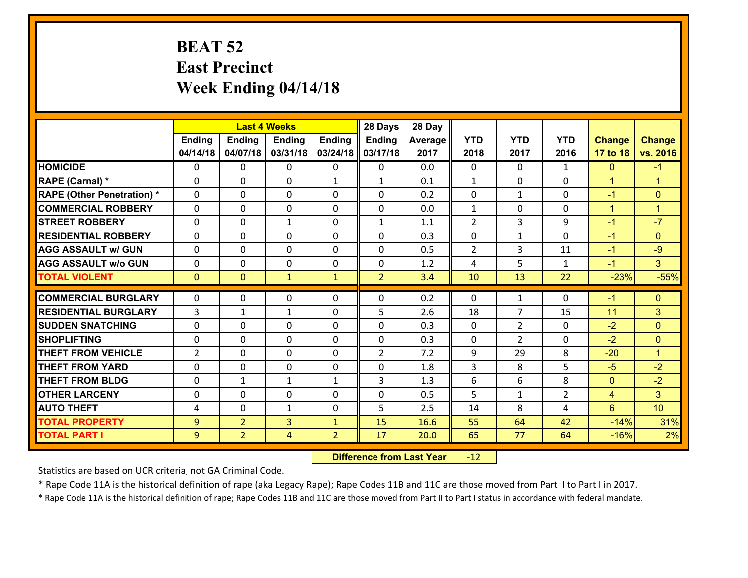# BEAT 52
## East Precinct
## Week Ending 04/14/18

| | Last 4 Weeks | | | | 28 Days | 28 Day | | | | | |
|---|---|---|---|---|---|---|---|---|---|---|---|
| | Ending 04/14/18 | Ending 04/07/18 | Ending 03/31/18 | Ending 03/24/18 | Ending 03/17/18 | Average 2017 | YTD 2018 | YTD 2017 | YTD 2016 | Change 17 to 18 | Change vs. 2016 |
| **HOMICIDE** | 0 | 0 | 0 | 0 | 0 | 0.0 | 0 | 0 | 1 | 0 | -1 |
| **RAPE (Carnal) *** | 0 | 0 | 0 | 1 | 1 | 0.1 | 1 | 0 | 0 | 1 | 1 |
| **RAPE (Other Penetration) *** | 0 | 0 | 0 | 0 | 0 | 0.2 | 0 | 1 | 0 | -1 | 0 |
| **COMMERCIAL ROBBERY** | 0 | 0 | 0 | 0 | 0 | 0.0 | 1 | 0 | 0 | 1 | 1 |
| **STREET ROBBERY** | 0 | 0 | 1 | 0 | 1 | 1.1 | 2 | 3 | 9 | -1 | -7 |
| **RESIDENTIAL ROBBERY** | 0 | 0 | 0 | 0 | 0 | 0.3 | 0 | 1 | 0 | -1 | 0 |
| **AGG ASSAULT w/ GUN** | 0 | 0 | 0 | 0 | 0 | 0.5 | 2 | 3 | 11 | -1 | -9 |
| **AGG ASSAULT w/o GUN** | 0 | 0 | 0 | 0 | 0 | 1.2 | 4 | 5 | 1 | -1 | 3 |
| **TOTAL VIOLENT** | 0 | 0 | 1 | 1 | 2 | 3.4 | 10 | 13 | 22 | -23% | -55% |
| **COMMERCIAL BURGLARY** | 0 | 0 | 0 | 0 | 0 | 0.2 | 0 | 1 | 0 | -1 | 0 |
| **RESIDENTIAL BURGLARY** | 3 | 1 | 1 | 0 | 5 | 2.6 | 18 | 7 | 15 | 11 | 3 |
| **SUDDEN SNATCHING** | 0 | 0 | 0 | 0 | 0 | 0.3 | 0 | 2 | 0 | -2 | 0 |
| **SHOPLIFTING** | 0 | 0 | 0 | 0 | 0 | 0.3 | 0 | 2 | 0 | -2 | 0 |
| **THEFT FROM VEHICLE** | 2 | 0 | 0 | 0 | 2 | 7.2 | 9 | 29 | 8 | -20 | 1 |
| **THEFT FROM YARD** | 0 | 0 | 0 | 0 | 0 | 1.8 | 3 | 8 | 5 | -5 | -2 |
| **THEFT FROM BLDG** | 0 | 1 | 1 | 1 | 3 | 1.3 | 6 | 6 | 8 | 0 | -2 |
| **OTHER LARCENY** | 0 | 0 | 0 | 0 | 0 | 0.5 | 5 | 1 | 2 | 4 | 3 |
| **AUTO THEFT** | 4 | 0 | 1 | 0 | 5 | 2.5 | 14 | 8 | 4 | 6 | 10 |
| **TOTAL PROPERTY** | 9 | 2 | 3 | 1 | 15 | 16.6 | 55 | 64 | 42 | -14% | 31% |
| **TOTAL PART I** | 9 | 2 | 4 | 2 | 17 | 20.0 | 65 | 77 | 64 | -16% | 2% |

**Difference from Last Year** -12

Statistics are based on UCR criteria, not GA Criminal Code.

* Rape Code 11A is the historical definition of rape (aka Legacy Rape); Rape Codes 11B and 11C are those moved from Part II to Part I in 2017.

* Rape Code 11A is the historical definition of rape; Rape Codes 11B and 11C are those moved from Part II to Part I status in accordance with federal mandate.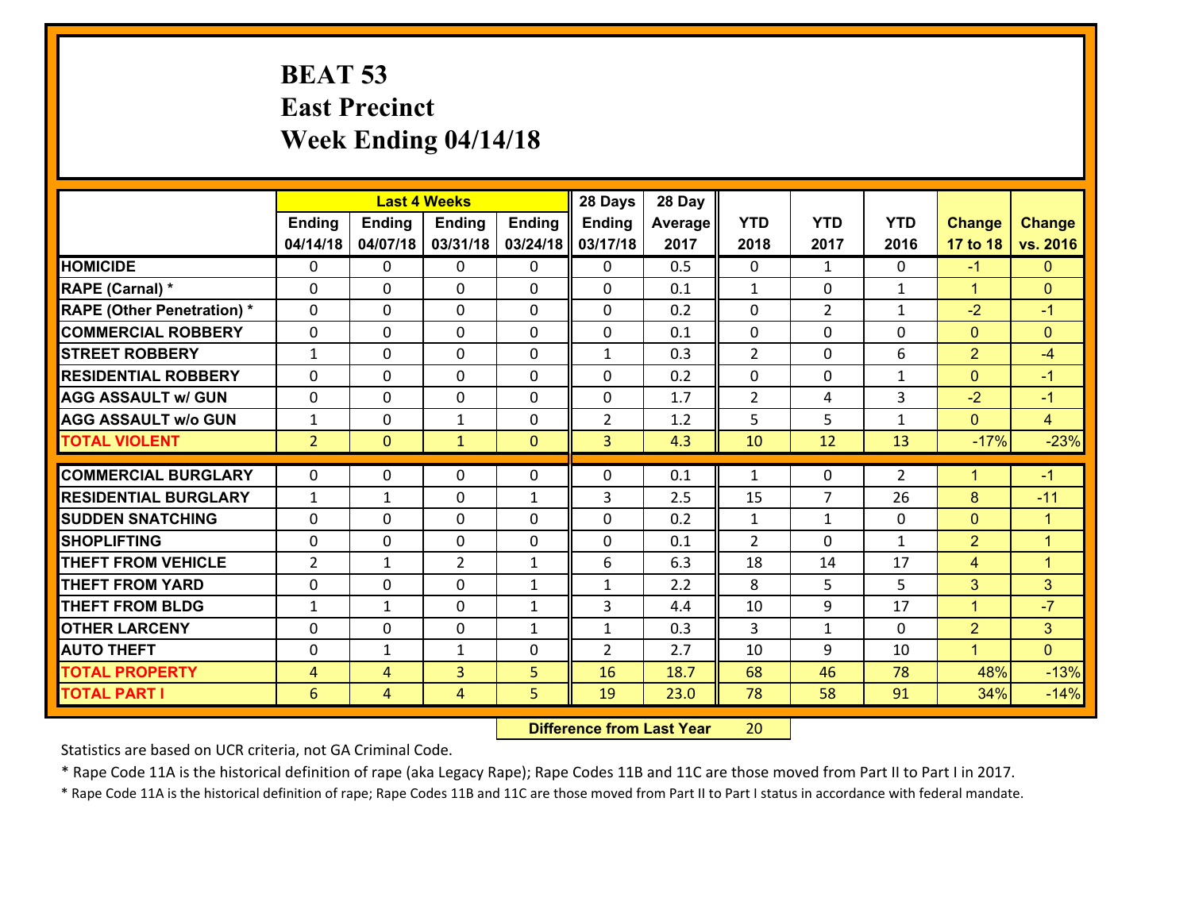# BEAT 53
## East Precinct
## Week Ending 04/14/18

| | Last 4 Weeks | | | | 28 Days | 28 Day | | | | | |
|---|---|---|---|---|---|---|---|---|---|---|---|
| | Ending 04/14/18 | Ending 04/07/18 | Ending 03/31/18 | Ending 03/24/18 | Ending 03/17/18 | Average 2017 | YTD 2018 | YTD 2017 | YTD 2016 | Change 17 to 18 | Change vs. 2016 |
| HOMICIDE | 0 | 0 | 0 | 0 | 0 | 0.5 | 0 | 1 | 0 | -1 | 0 |
| RAPE (Carnal) * | 0 | 0 | 0 | 0 | 0 | 0.1 | 1 | 0 | 1 | 1 | 0 |
| RAPE (Other Penetration) * | 0 | 0 | 0 | 0 | 0 | 0.2 | 0 | 2 | 1 | -2 | -1 |
| COMMERCIAL ROBBERY | 0 | 0 | 0 | 0 | 0 | 0.1 | 0 | 0 | 0 | 0 | 0 |
| STREET ROBBERY | 1 | 0 | 0 | 0 | 1 | 0.3 | 2 | 0 | 6 | 2 | -4 |
| RESIDENTIAL ROBBERY | 0 | 0 | 0 | 0 | 0 | 0.2 | 0 | 0 | 1 | 0 | -1 |
| AGG ASSAULT w/ GUN | 0 | 0 | 0 | 0 | 0 | 1.7 | 2 | 4 | 3 | -2 | -1 |
| AGG ASSAULT w/o GUN | 1 | 0 | 1 | 0 | 2 | 1.2 | 5 | 5 | 1 | 0 | 4 |
| TOTAL VIOLENT | 2 | 0 | 1 | 0 | 3 | 4.3 | 10 | 12 | 13 | -17% | -23% |
| COMMERCIAL BURGLARY | 0 | 0 | 0 | 0 | 0 | 0.1 | 1 | 0 | 2 | 1 | -1 |
| RESIDENTIAL BURGLARY | 1 | 1 | 0 | 1 | 3 | 2.5 | 15 | 7 | 26 | 8 | -11 |
| SUDDEN SNATCHING | 0 | 0 | 0 | 0 | 0 | 0.2 | 1 | 1 | 0 | 0 | 1 |
| SHOPLIFTING | 0 | 0 | 0 | 0 | 0 | 0.1 | 2 | 0 | 1 | 2 | 1 |
| THEFT FROM VEHICLE | 2 | 1 | 2 | 1 | 6 | 6.3 | 18 | 14 | 17 | 4 | 1 |
| THEFT FROM YARD | 0 | 0 | 0 | 1 | 1 | 2.2 | 8 | 5 | 5 | 3 | 3 |
| THEFT FROM BLDG | 1 | 1 | 0 | 1 | 3 | 4.4 | 10 | 9 | 17 | 1 | -7 |
| OTHER LARCENY | 0 | 0 | 0 | 1 | 1 | 0.3 | 3 | 1 | 0 | 2 | 3 |
| AUTO THEFT | 0 | 1 | 1 | 0 | 2 | 2.7 | 10 | 9 | 10 | 1 | 0 |
| TOTAL PROPERTY | 4 | 4 | 3 | 5 | 16 | 18.7 | 68 | 46 | 78 | 48% | -13% |
| TOTAL PART I | 6 | 4 | 4 | 5 | 19 | 23.0 | 78 | 58 | 91 | 34% | -14% |

**Difference from Last Year** 20

Statistics are based on UCR criteria, not GA Criminal Code.

* Rape Code 11A is the historical definition of rape (aka Legacy Rape); Rape Codes 11B and 11C are those moved from Part II to Part I in 2017.

* Rape Code 11A is the historical definition of rape; Rape Codes 11B and 11C are those moved from Part II to Part I status in accordance with federal mandate.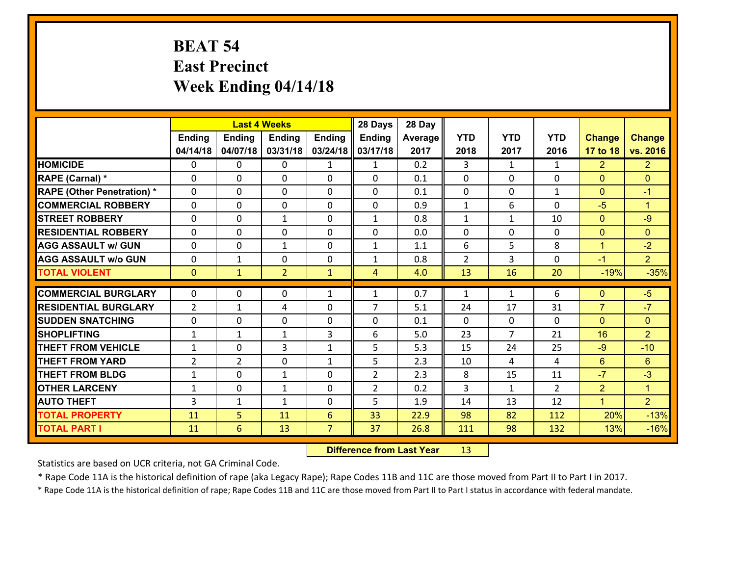# BEAT 54
## East Precinct
## Week Ending 04/14/18

| | Last 4 Weeks | | | | 28 Days | 28 Day | | | | | |
|---|---|---|---|---|---|---|---|---|---|---|---|
| | Ending 04/14/18 | Ending 04/07/18 | Ending 03/31/18 | Ending 03/24/18 | Ending 03/17/18 | Average 2017 | YTD 2018 | YTD 2017 | YTD 2016 | Change 17 to 18 | Change vs. 2016 |
| HOMICIDE | 0 | 0 | 0 | 1 | 1 | 0.2 | 3 | 1 | 1 | 2 | 2 |
| RAPE (Carnal) * | 0 | 0 | 0 | 0 | 0 | 0.1 | 0 | 0 | 0 | 0 | 0 |
| RAPE (Other Penetration) * | 0 | 0 | 0 | 0 | 0 | 0.1 | 0 | 0 | 1 | 0 | -1 |
| COMMERCIAL ROBBERY | 0 | 0 | 0 | 0 | 0 | 0.9 | 1 | 6 | 0 | -5 | 1 |
| STREET ROBBERY | 0 | 0 | 1 | 0 | 1 | 0.8 | 1 | 1 | 10 | 0 | -9 |
| RESIDENTIAL ROBBERY | 0 | 0 | 0 | 0 | 0 | 0.0 | 0 | 0 | 0 | 0 | 0 |
| AGG ASSAULT w/ GUN | 0 | 0 | 1 | 0 | 1 | 1.1 | 6 | 5 | 8 | 1 | -2 |
| AGG ASSAULT w/o GUN | 0 | 1 | 0 | 0 | 1 | 0.8 | 2 | 3 | 0 | -1 | 2 |
| TOTAL VIOLENT | 0 | 1 | 2 | 1 | 4 | 4.0 | 13 | 16 | 20 | -19% | -35% |
| COMMERCIAL BURGLARY | 0 | 0 | 0 | 1 | 1 | 0.7 | 1 | 1 | 6 | 0 | -5 |
| RESIDENTIAL BURGLARY | 2 | 1 | 4 | 0 | 7 | 5.1 | 24 | 17 | 31 | 7 | -7 |
| SUDDEN SNATCHING | 0 | 0 | 0 | 0 | 0 | 0.1 | 0 | 0 | 0 | 0 | 0 |
| SHOPLIFTING | 1 | 1 | 1 | 3 | 6 | 5.0 | 23 | 7 | 21 | 16 | 2 |
| THEFT FROM VEHICLE | 1 | 0 | 3 | 1 | 5 | 5.3 | 15 | 24 | 25 | -9 | -10 |
| THEFT FROM YARD | 2 | 2 | 0 | 1 | 5 | 2.3 | 10 | 4 | 4 | 6 | 6 |
| THEFT FROM BLDG | 1 | 0 | 1 | 0 | 2 | 2.3 | 8 | 15 | 11 | -7 | -3 |
| OTHER LARCENY | 1 | 0 | 1 | 0 | 2 | 0.2 | 3 | 1 | 2 | 2 | 1 |
| AUTO THEFT | 3 | 1 | 1 | 0 | 5 | 1.9 | 14 | 13 | 12 | 1 | 2 |
| TOTAL PROPERTY | 11 | 5 | 11 | 6 | 33 | 22.9 | 98 | 82 | 112 | 20% | -13% |
| TOTAL PART I | 11 | 6 | 13 | 7 | 37 | 26.8 | 111 | 98 | 132 | 13% | -16% |

**Difference from Last Year** 13

Statistics are based on UCR criteria, not GA Criminal Code.

* Rape Code 11A is the historical definition of rape (aka Legacy Rape); Rape Codes 11B and 11C are those moved from Part II to Part I in 2017.

* Rape Code 11A is the historical definition of rape; Rape Codes 11B and 11C are those moved from Part II to Part I status in accordance with federal mandate.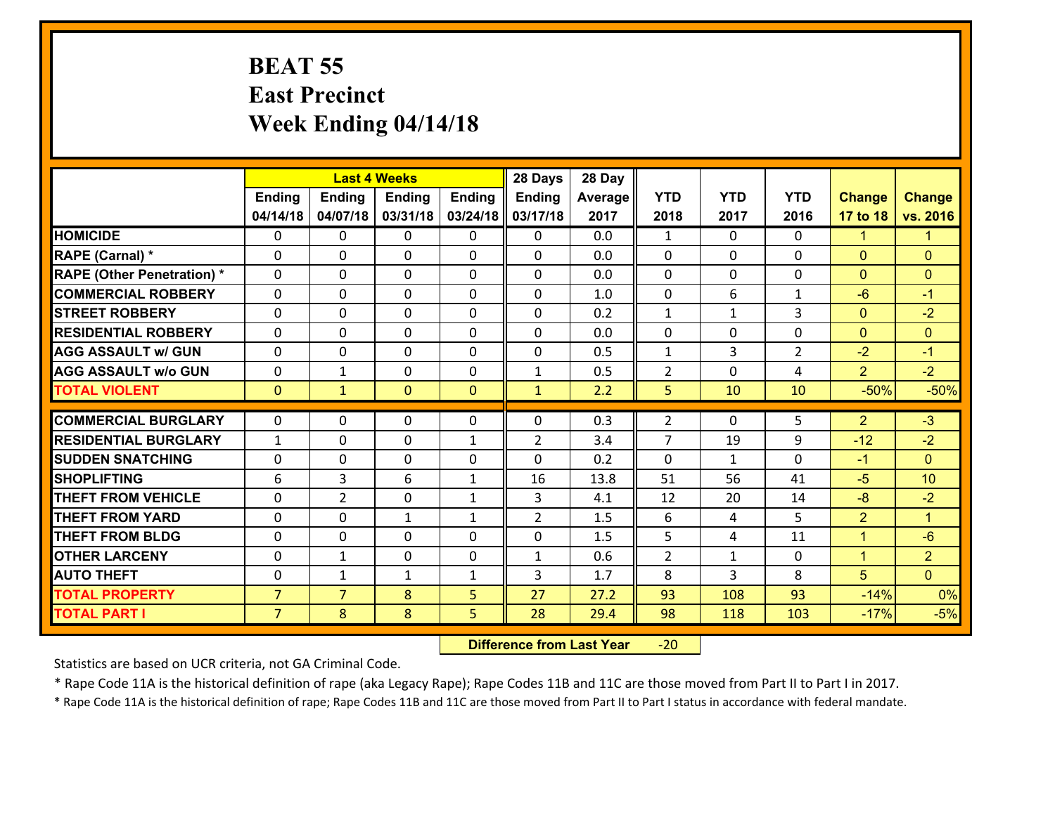# BEAT 55
## East Precinct
## Week Ending 04/14/18

| | Last 4 Weeks | | | | 28 Days | 28 Day | | | | | |
|---|---|---|---|---|---|---|---|---|---|---|---|
| | Ending 04/14/18 | Ending 04/07/18 | Ending 03/31/18 | Ending 03/24/18 | Ending 03/17/18 | Average 2017 | YTD 2018 | YTD 2017 | YTD 2016 | Change 17 to 18 | Change vs. 2016 |
| **HOMICIDE** | 0 | 0 | 0 | 0 | 0 | 0.0 | 1 | 0 | 0 | 1 | 1 |
| **RAPE (Carnal) *** | 0 | 0 | 0 | 0 | 0 | 0.0 | 0 | 0 | 0 | 0 | 0 |
| **RAPE (Other Penetration) *** | 0 | 0 | 0 | 0 | 0 | 0.0 | 0 | 0 | 0 | 0 | 0 |
| **COMMERCIAL ROBBERY** | 0 | 0 | 0 | 0 | 0 | 1.0 | 0 | 6 | 1 | -6 | -1 |
| **STREET ROBBERY** | 0 | 0 | 0 | 0 | 0 | 0.2 | 1 | 1 | 3 | 0 | -2 |
| **RESIDENTIAL ROBBERY** | 0 | 0 | 0 | 0 | 0 | 0.0 | 0 | 0 | 0 | 0 | 0 |
| **AGG ASSAULT w/ GUN** | 0 | 0 | 0 | 0 | 0 | 0.5 | 1 | 3 | 2 | -2 | -1 |
| **AGG ASSAULT w/o GUN** | 0 | 1 | 0 | 0 | 1 | 0.5 | 2 | 0 | 4 | 2 | -2 |
| **TOTAL VIOLENT** | 0 | 1 | 0 | 0 | 1 | 2.2 | 5 | 10 | 10 | -50% | -50% |
| **COMMERCIAL BURGLARY** | 0 | 0 | 0 | 0 | 0 | 0.3 | 2 | 0 | 5 | 2 | -3 |
| **RESIDENTIAL BURGLARY** | 1 | 0 | 0 | 1 | 2 | 3.4 | 7 | 19 | 9 | -12 | -2 |
| **SUDDEN SNATCHING** | 0 | 0 | 0 | 0 | 0 | 0.2 | 0 | 1 | 0 | -1 | 0 |
| **SHOPLIFTING** | 6 | 3 | 6 | 1 | 16 | 13.8 | 51 | 56 | 41 | -5 | 10 |
| **THEFT FROM VEHICLE** | 0 | 2 | 0 | 1 | 3 | 4.1 | 12 | 20 | 14 | -8 | -2 |
| **THEFT FROM YARD** | 0 | 0 | 1 | 1 | 2 | 1.5 | 6 | 4 | 5 | 2 | 1 |
| **THEFT FROM BLDG** | 0 | 0 | 0 | 0 | 0 | 1.5 | 5 | 4 | 11 | 1 | -6 |
| **OTHER LARCENY** | 0 | 1 | 0 | 0 | 1 | 0.6 | 2 | 1 | 0 | 1 | 2 |
| **AUTO THEFT** | 0 | 1 | 1 | 1 | 3 | 1.7 | 8 | 3 | 8 | 5 | 0 |
| **TOTAL PROPERTY** | 7 | 7 | 8 | 5 | 27 | 27.2 | 93 | 108 | 93 | -14% | 0% |
| **TOTAL PART I** | 7 | 8 | 8 | 5 | 28 | 29.4 | 98 | 118 | 103 | -17% | -5% |

**Difference from Last Year** -20

Statistics are based on UCR criteria, not GA Criminal Code.

* Rape Code 11A is the historical definition of rape (aka Legacy Rape); Rape Codes 11B and 11C are those moved from Part II to Part I in 2017.

* Rape Code 11A is the historical definition of rape; Rape Codes 11B and 11C are those moved from Part II to Part I status in accordance with federal mandate.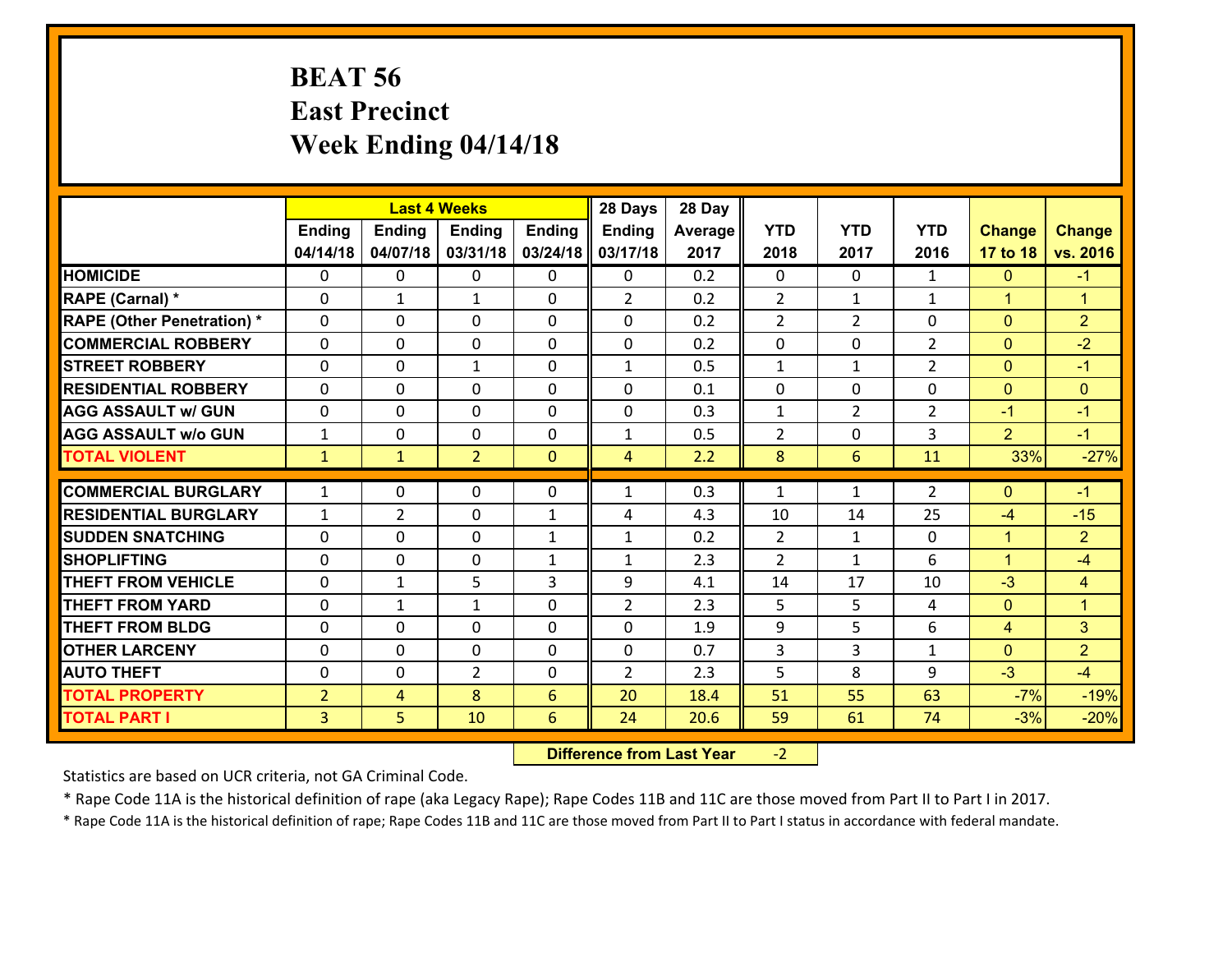# BEAT 56
## East Precinct
## Week Ending 04/14/18

| | Last 4 Weeks | | | | 28 Days | 28 Day | | | | | |
|---|---|---|---|---|---|---|---|---|---|---|---|
| | Ending 04/14/18 | Ending 04/07/18 | Ending 03/31/18 | Ending 03/24/18 | Ending 03/17/18 | Average 2017 | YTD 2018 | YTD 2017 | YTD 2016 | Change 17 to 18 | Change vs. 2016 |
| HOMICIDE | 0 | 0 | 0 | 0 | 0 | 0.2 | 0 | 0 | 1 | 0 | -1 |
| RAPE (Carnal) * | 0 | 1 | 1 | 0 | 2 | 0.2 | 2 | 1 | 1 | 1 | 1 |
| RAPE (Other Penetration) * | 0 | 0 | 0 | 0 | 0 | 0.2 | 2 | 2 | 0 | 0 | 2 |
| COMMERCIAL ROBBERY | 0 | 0 | 0 | 0 | 0 | 0.2 | 0 | 0 | 2 | 0 | -2 |
| STREET ROBBERY | 0 | 0 | 1 | 0 | 1 | 0.5 | 1 | 1 | 2 | 0 | -1 |
| RESIDENTIAL ROBBERY | 0 | 0 | 0 | 0 | 0 | 0.1 | 0 | 0 | 0 | 0 | 0 |
| AGG ASSAULT w/ GUN | 0 | 0 | 0 | 0 | 0 | 0.3 | 1 | 2 | 2 | -1 | -1 |
| AGG ASSAULT w/o GUN | 1 | 0 | 0 | 0 | 1 | 0.5 | 2 | 0 | 3 | 2 | -1 |
| TOTAL VIOLENT | 1 | 1 | 2 | 0 | 4 | 2.2 | 8 | 6 | 11 | 33% | -27% |
| COMMERCIAL BURGLARY | 1 | 0 | 0 | 0 | 1 | 0.3 | 1 | 1 | 2 | 0 | -1 |
| RESIDENTIAL BURGLARY | 1 | 2 | 0 | 1 | 4 | 4.3 | 10 | 14 | 25 | -4 | -15 |
| SUDDEN SNATCHING | 0 | 0 | 0 | 1 | 1 | 0.2 | 2 | 1 | 0 | 1 | 2 |
| SHOPLIFTING | 0 | 0 | 0 | 1 | 1 | 2.3 | 2 | 1 | 6 | 1 | -4 |
| THEFT FROM VEHICLE | 0 | 1 | 5 | 3 | 9 | 4.1 | 14 | 17 | 10 | -3 | 4 |
| THEFT FROM YARD | 0 | 1 | 1 | 0 | 2 | 2.3 | 5 | 5 | 4 | 0 | 1 |
| THEFT FROM BLDG | 0 | 0 | 0 | 0 | 0 | 1.9 | 9 | 5 | 6 | 4 | 3 |
| OTHER LARCENY | 0 | 0 | 0 | 0 | 0 | 0.7 | 3 | 3 | 1 | 0 | 2 |
| AUTO THEFT | 0 | 0 | 2 | 0 | 2 | 2.3 | 5 | 8 | 9 | -3 | -4 |
| TOTAL PROPERTY | 2 | 4 | 8 | 6 | 20 | 18.4 | 51 | 55 | 63 | -7% | -19% |
| TOTAL PART I | 3 | 5 | 10 | 6 | 24 | 20.6 | 59 | 61 | 74 | -3% | -20% |

**Difference from Last Year** -2

Statistics are based on UCR criteria, not GA Criminal Code.

* Rape Code 11A is the historical definition of rape (aka Legacy Rape); Rape Codes 11B and 11C are those moved from Part II to Part I in 2017.

* Rape Code 11A is the historical definition of rape; Rape Codes 11B and 11C are those moved from Part II to Part I status in accordance with federal mandate.